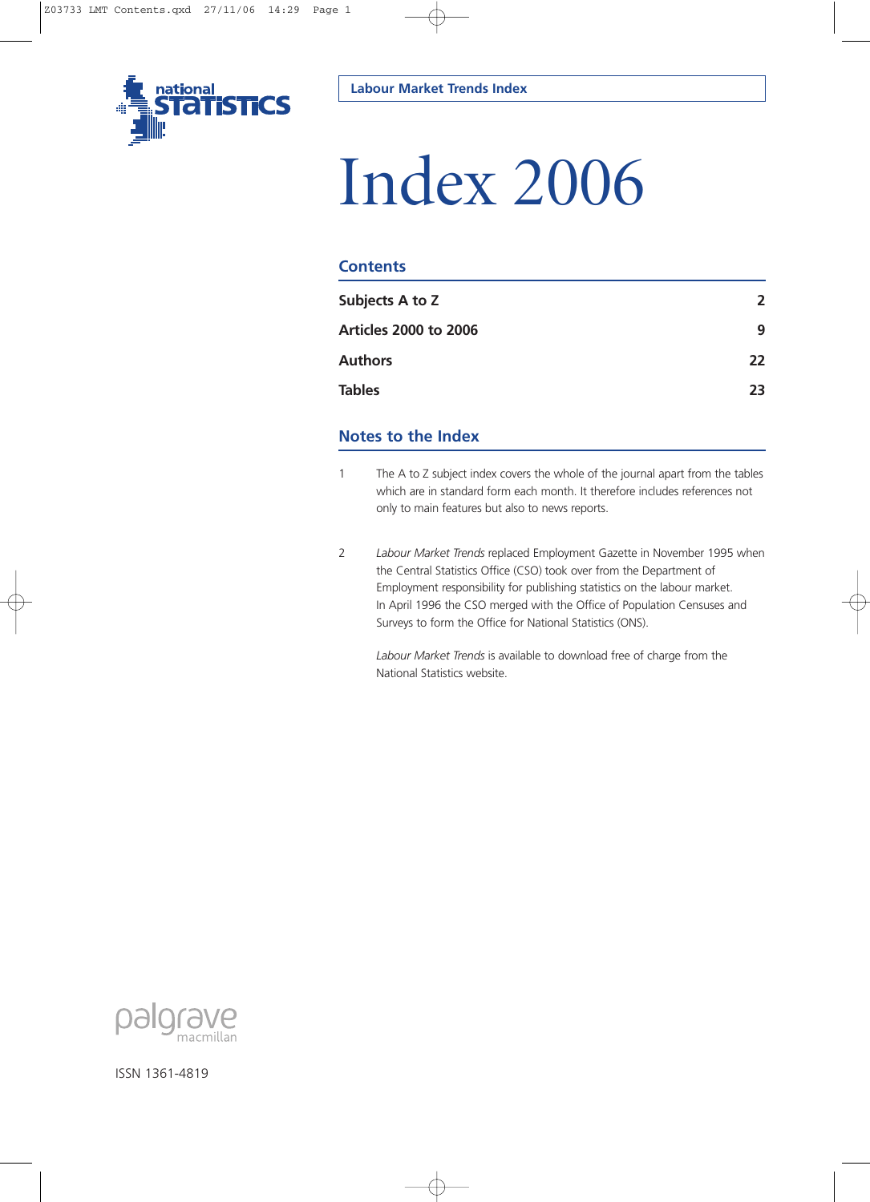national STATISTICS

Labour Market Trends Index

# Index 2006

## Contents

| | |
|---|---|
| **Subjects A to Z** | **2** |
| **Articles 2000 to 2006** | **9** |
| **Authors** | **22** |
| **Tables** | **23** |

## Notes to the Index

1. The A to Z subject index covers the whole of the journal apart from the tables which are in standard form each month. It therefore includes references not only to main features but also to news reports.

2. *Labour Market Trends* replaced Employment Gazette in November 1995 when the Central Statistics Office (CSO) took over from the Department of Employment responsibility for publishing statistics on the labour market. In April 1996 the CSO merged with the Office of Population Censuses and Surveys to form the Office for National Statistics (ONS).

   *Labour Market Trends* is available to download free of charge from the National Statistics website.

palgrave macmillan

ISSN 1361-4819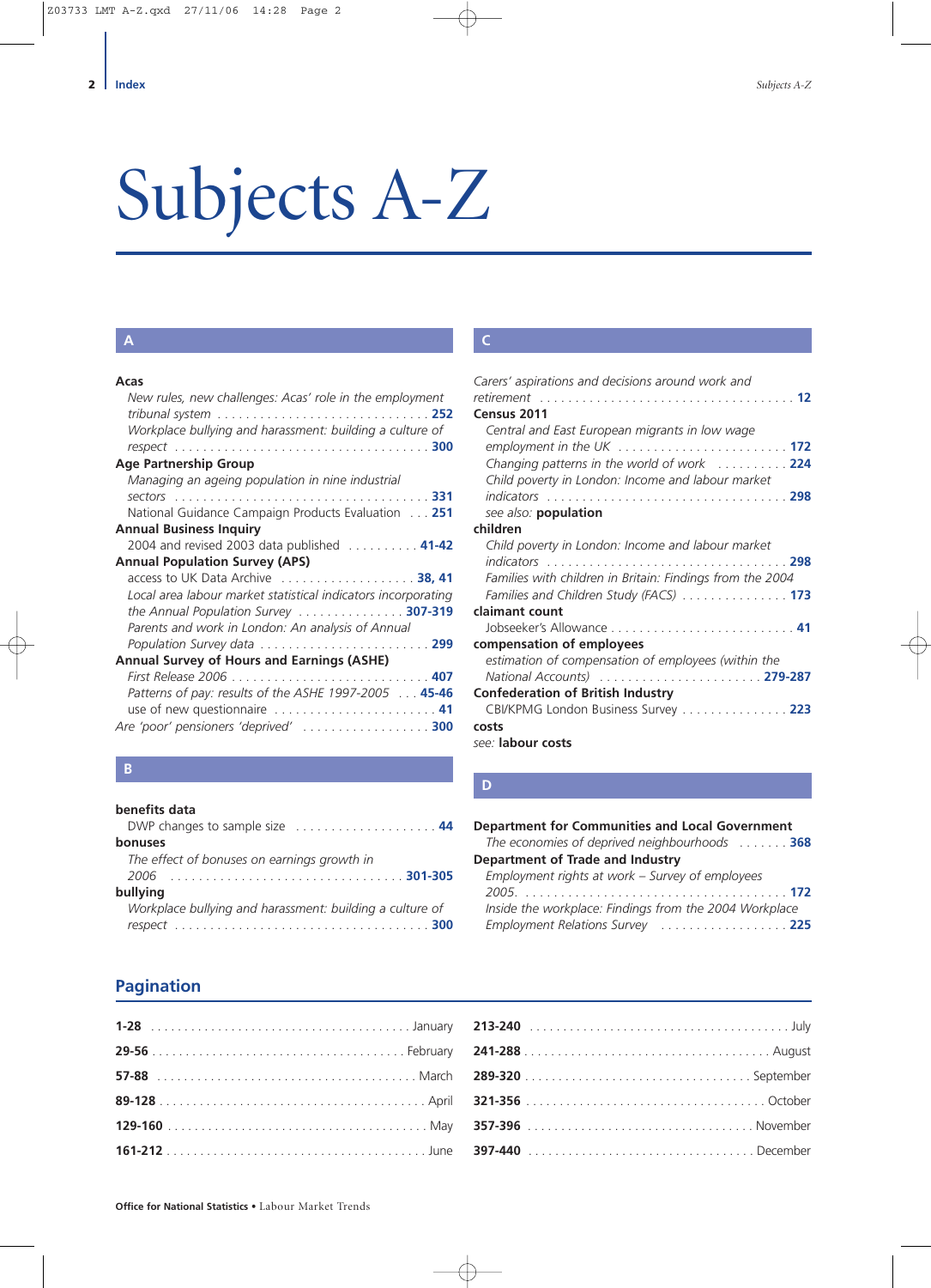# Subjects A-Z

## A

**Acas**
- *New rules, new challenges: Acas' role in the employment tribunal system* ... **252**
- *Workplace bullying and harassment: building a culture of respect* ... **300**

**Age Partnership Group**
- *Managing an ageing population in nine industrial sectors* ... **331**
- National Guidance Campaign Products Evaluation ... **251**

**Annual Business Inquiry**
- 2004 and revised 2003 data published ... **41-42**

**Annual Population Survey (APS)**
- access to UK Data Archive ... **38, 41**
- *Local area labour market statistical indicators incorporating the Annual Population Survey* ... **307-319**
- *Parents and work in London: An analysis of Annual Population Survey data* ... **299**

**Annual Survey of Hours and Earnings (ASHE)**
- *First Release 2006* ... **407**
- *Patterns of pay: results of the ASHE 1997-2005* ... **45-46**
- use of new questionnaire ... **41**

*Are 'poor' pensioners 'deprived'* ... **300**

## B

**benefits data**
- DWP changes to sample size ... **44**

**bonuses**
- *The effect of bonuses on earnings growth in 2006* ... **301-305**

**bullying**
- *Workplace bullying and harassment: building a culture of respect* ... **300**

## C

*Carers' aspirations and decisions around work and retirement* ... **12**

**Census 2011**
- *Central and East European migrants in low wage employment in the UK* ... **172**
- *Changing patterns in the world of work* ... **224**
- *Child poverty in London: Income and labour market indicators* ... **298**
- *see also:* **population**

**children**
- *Child poverty in London: Income and labour market indicators* ... **298**
- *Families with children in Britain: Findings from the 2004 Families and Children Study (FACS)* ... **173**

**claimant count**
- Jobseeker's Allowance ... **41**

**compensation of employees**
- *estimation of compensation of employees (within the National Accounts)* ... **279-287**

**Confederation of British Industry**
- CBI/KPMG London Business Survey ... **223**

**costs**
- *see:* **labour costs**

## D

**Department for Communities and Local Government**
- *The economies of deprived neighbourhoods* ... **368**

**Department of Trade and Industry**
- *Employment rights at work – Survey of employees 2005* ... **172**
- *Inside the workplace: Findings from the 2004 Workplace Employment Relations Survey* ... **225**

## Pagination

| Pages | Month | Pages | Month |
|---|---|---|---|
| **1-28** | January | **213-240** | July |
| **29-56** | February | **241-288** | August |
| **57-88** | March | **289-320** | September |
| **89-128** | April | **321-356** | October |
| **129-160** | May | **357-396** | November |
| **161-212** | June | **397-440** | December |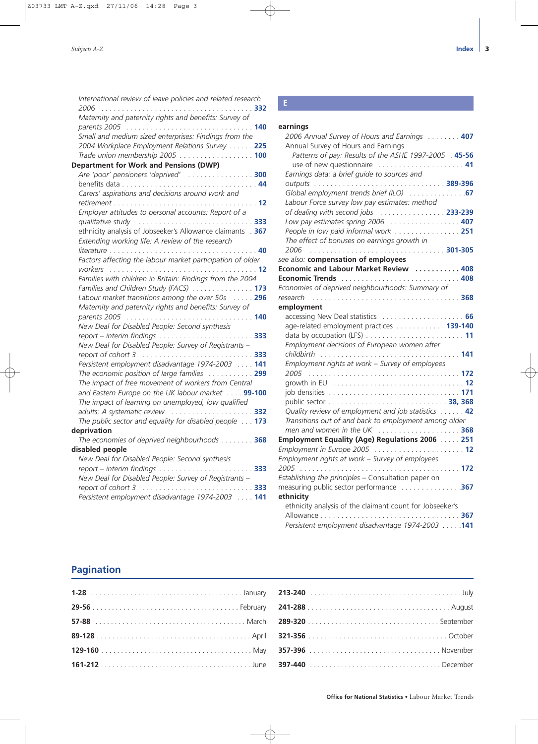*International review of leave policies and related research 2006* . . . . . . . . . . . . **332**
*Maternity and paternity rights and benefits: Survey of parents 2005* . . . . . . . . . . . . **140**
*Small and medium sized enterprises: Findings from the 2004 Workplace Employment Relations Survey* . . . . . . **225**
*Trade union membership 2005* . . . . . . . . . . . . **100**

**Department for Work and Pensions (DWP)**
*Are 'poor' pensioners 'deprived'* . . . . . . . . . . . . **300**
benefits data . . . . . . . . . . . . **44**
*Carers' aspirations and decisions around work and retirement* . . . . . . . . . . . . **12**
*Employer attitudes to personal accounts: Report of a qualitative study* . . . . . . . . . . . . **333**
ethnicity analysis of Jobseeker's Allowance claimants . **367**
*Extending working life: A review of the research literature* . . . . . . . . . . . . **40**
*Factors affecting the labour market participation of older workers* . . . . . . . . . . . . **12**
*Families with children in Britain: Findings from the 2004 Families and Children Study (FACS)* . . . . . . . . . . . . **173**
*Labour market transitions among the over 50s* . . . . . **296**
*Maternity and paternity rights and benefits: Survey of parents 2005* . . . . . . . . . . . . **140**
*New Deal for Disabled People: Second synthesis report – interim findings* . . . . . . . . . . . . **333**
*New Deal for Disabled People: Survey of Registrants – report of cohort 3* . . . . . . . . . . . . **333**
*Persistent employment disadvantage 1974-2003* . . . . **141**
*The economic position of large families* . . . . . . . . . . . . **299**
*The impact of free movement of workers from Central and Eastern Europe on the UK labour market* . . . . **99-100**
*The impact of learning on unemployed, low qualified adults: A systematic review* . . . . . . . . . . . . **332**
*The public sector and equality for disabled people* . . . **173**

**deprivation**
*The economies of deprived neighbourhoods* . . . . . . . . **368**

**disabled people**
*New Deal for Disabled People: Second synthesis report – interim findings* . . . . . . . . . . . . **333**
*New Deal for Disabled People: Survey of Registrants – report of cohort 3* . . . . . . . . . . . . **333**
*Persistent employment disadvantage 1974-2003* . . . . **141**

## E

**earnings**
*2006 Annual Survey of Hours and Earnings* . . . . . . . . **407**
Annual Survey of Hours and Earnings
*Patterns of pay: Results of the ASHE 1997-2005* . **45-56**
use of new questionnaire . . . . . . . . . . . . **41**
*Earnings data: a brief guide to sources and outputs* . . . . . . . . . . . . **389-396**
*Global employment trends brief (ILO)* . . . . . . . . . . . . **67**
*Labour Force survey low pay estimates: method of dealing with second jobs* . . . . . . . . . . . . **233-239**
*Low pay estimates spring 2006* . . . . . . . . . . . . **407**
*People in low paid informal work* . . . . . . . . . . . . **251**
*The effect of bonuses on earnings growth in 2006* . . . . . . . . . . . . **301-305**

*see also:* **compensation of employees**

**Economic and Labour Market Review** . . . . . . . . . . . **408**

**Economic Trends** . . . . . . . . . . . . **408**

*Economies of deprived neighbourhoods: Summary of research* . . . . . . . . . . . . **368**

**employment**
accessing New Deal statistics . . . . . . . . . . . . **66**
age-related employment practices . . . . . . . . . . . . **139-140**
data by occupation (LFS) . . . . . . . . . . . . **11**
*Employment decisions of European women after childbirth* . . . . . . . . . . . . **141**
*Employment rights at work – Survey of employees 2005* . . . . . . . . . . . . **172**
growth in EU . . . . . . . . . . . . **12**
job densities . . . . . . . . . . . . **171**
public sector . . . . . . . . . . . . **38, 368**
*Quality review of employment and job statistics* . . . . . . **42**
*Transitions out of and back to employment among older men and women in the UK* . . . . . . . . . . . . **368**

**Employment Equality (Age) Regulations 2006** . . . . . **251**

*Employment in Europe 2005* . . . . . . . . . . . . **12**

*Employment rights at work – Survey of employees 2005* . . . . . . . . . . . . **172**

*Establishing the principles* – Consultation paper on measuring public sector performance . . . . . . . . . . . . **367**

**ethnicity**
ethnicity analysis of the claimant count for Jobseeker's Allowance . . . . . . . . . . . . **367**
*Persistent employment disadvantage 1974-2003* . . . . . **141**

## Pagination

**1-28** . . . . . . . . . . . . January
**29-56** . . . . . . . . . . . . February
**57-88** . . . . . . . . . . . . March
**89-128** . . . . . . . . . . . . April
**129-160** . . . . . . . . . . . . May
**161-212** . . . . . . . . . . . . June
**213-240** . . . . . . . . . . . . July
**241-288** . . . . . . . . . . . . August
**289-320** . . . . . . . . . . . . September
**321-356** . . . . . . . . . . . . October
**357-396** . . . . . . . . . . . . November
**397-440** . . . . . . . . . . . . December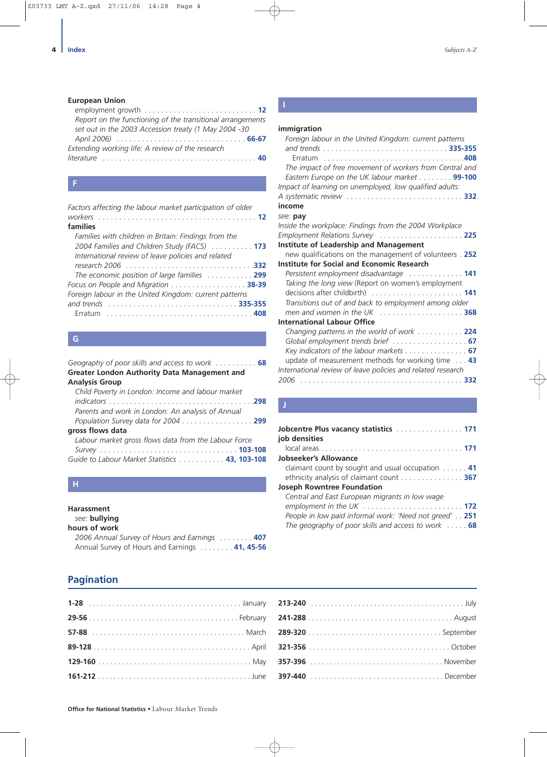**European Union**
  employment growth .......... **12**
  *Report on the functioning of the transitional arrangements set out in the 2003 Accession treaty (1 May 2004 -30 April 2006)* .......... **66-67**
*Extending working life: A review of the research literature* .......... **40**

## F

*Factors affecting the labour market participation of older workers* .......... **12**
**families**
  *Families with children in Britain: Findings from the 2004 Families and Children Study (FACS)* .......... **173**
  *International review of leave policies and related research 2006* .......... **332**
  *The economic position of large families* .......... **299**
*Focus on People and Migration* .......... **38-39**
*Foreign labour in the United Kingdom: current patterns and trends* .......... **335-355**
  Erratum .......... **408**

## G

*Geography of poor skills and access to work* .......... **68**
**Greater London Authority Data Management and Analysis Group**
  *Child Poverty in London: Income and labour market indicators* .......... **298**
  *Parents and work in London: An analysis of Annual Population Survey data for 2004* .......... **299**
**gross flows data**
  *Labour market gross flows data from the Labour Force Survey* .......... **103-108**
*Guide to Labour Market Statistics* .......... **43, 103-108**

## H

**Harassment**
  *see:* **bullying**
**hours of work**
  *2006 Annual Survey of Hours and Earnings* .......... **407**
  Annual Survey of Hours and Earnings .......... **41, 45-56**

## I

**immigration**
  *Foreign labour in the United Kingdom: current patterns and trends* .......... **335-355**
    Erratum .......... **408**
  *The impact of free movement of workers from Central and Eastern Europe on the UK labour market* .......... **99-100**
*Impact of learning on unemployed, low qualified adults: A systematic review* .......... **332**
**income**
*see:* **pay**
*Inside the workplace: Findings from the 2004 Workplace Employment Relations Survey* .......... **225**
**Institute of Leadership and Management**
  new qualifications on the management of volunteers .......... **252**
**Institute for Social and Economic Research**
  *Persistent employment disadvantage* .......... **141**
  *Taking the long view* (Report on women's employment decisions after childbirth) .......... **141**
  *Transitions out of and back to employment among older men and women in the UK* .......... **368**
**International Labour Office**
  *Changing patterns in the world of work* .......... **224**
  *Global employment trends brief* .......... **67**
  *Key indicators of the labour markets* .......... **67**
  update of measurement methods for working time .......... **43**
*International review of leave policies and related research 2006* .......... **332**

## J

**Jobcentre Plus vacancy statistics** .......... **171**
**job densities**
  local areas .......... **171**
**Jobseeker's Allowance**
  claimant count by sought and usual occupation .......... **41**
  ethnicity analysis of claimant count .......... **367**
**Joseph Rowntree Foundation**
  *Central and East European migrants in low wage employment in the UK* .......... **172**
  *People in low paid informal work: 'Need not greed'* .......... **251**
  *The geography of poor skills and access to work* .......... **68**

## Pagination

| Pages | Month |
|---|---|
| **1-28** | January |
| **29-56** | February |
| **57-88** | March |
| **89-128** | April |
| **129-160** | May |
| **161-212** | June |
| **213-240** | July |
| **241-288** | August |
| **289-320** | September |
| **321-356** | October |
| **357-396** | November |
| **397-440** | December |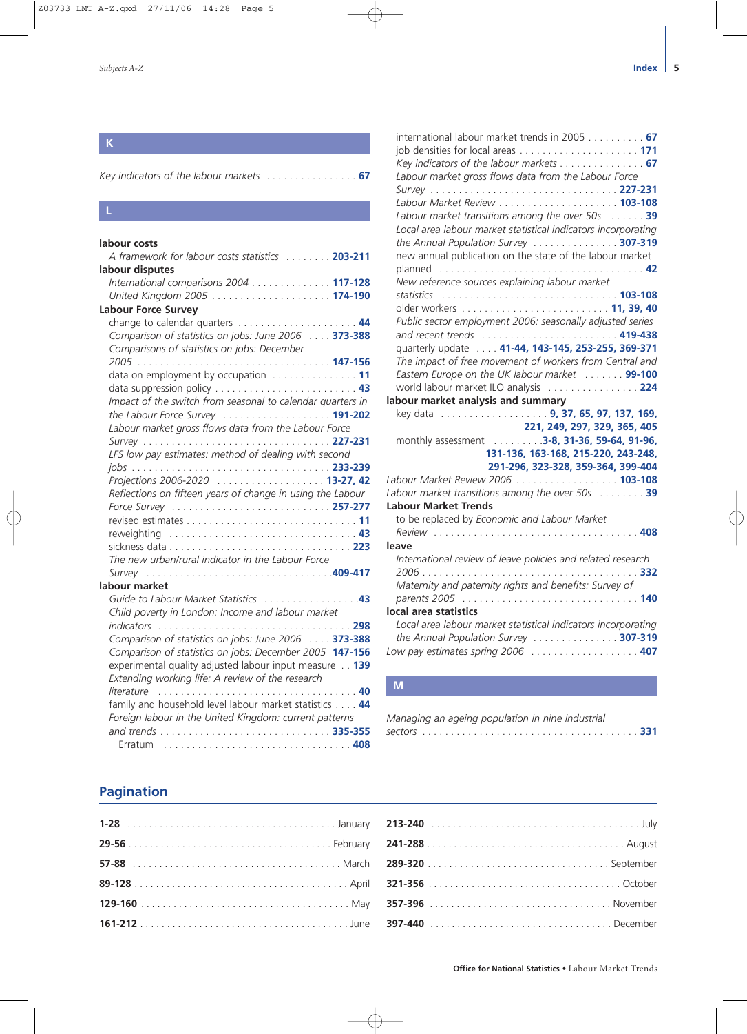## K

*Key indicators of the labour markets* . . . . . . . . . . . . . . . . **67**

## L

**labour costs**

- *A framework for labour costs statistics* . . . . . . . . **203-211**

**labour disputes**

- *International comparisons 2004* . . . . . . . . . . . . . . **117-128**
- *United Kingdom 2005* . . . . . . . . . . . . . . . . . . . . . **174-190**

**Labour Force Survey**

- change to calendar quarters . . . . . . . . . . . . . . . . . . . . . **44**
- *Comparison of statistics on jobs: June 2006* . . . . **373-388**
- *Comparisons of statistics on jobs: December 2005* . . . . . . . . . . . . . . . . . . . . . . . . . . . . . . . . . **147-156**
- data on employment by occupation . . . . . . . . . . . . . . . **11**
- data suppression policy . . . . . . . . . . . . . . . . . . . . . . . . . **43**
- *Impact of the switch from seasonal to calendar quarters in the Labour Force Survey* . . . . . . . . . . . . . . . . . . **191-202**
- *Labour market gross flows data from the Labour Force Survey* . . . . . . . . . . . . . . . . . . . . . . . . . . . . . . . . **227-231**
- *LFS low pay estimates: method of dealing with second jobs* . . . . . . . . . . . . . . . . . . . . . . . . . . . . . . . . . . **233-239**
- *Projections 2006-2020* . . . . . . . . . . . . . . . . . . . **13-27, 42**
- *Reflections on fifteen years of change in using the Labour Force Survey* . . . . . . . . . . . . . . . . . . . . . . . . . . . . **257-277**
- revised estimates . . . . . . . . . . . . . . . . . . . . . . . . . . . . . **11**
- reweighting . . . . . . . . . . . . . . . . . . . . . . . . . . . . . . . . . . **43**
- sickness data . . . . . . . . . . . . . . . . . . . . . . . . . . . . . . . **223**
- *The new urban/rural indicator in the Labour Force Survey* . . . . . . . . . . . . . . . . . . . . . . . . . . . . . . . . . **409-417**

**labour market**

- *Guide to Labour Market Statistics* . . . . . . . . . . . . . . . . . **43**
- *Child poverty in London: Income and labour market indicators* . . . . . . . . . . . . . . . . . . . . . . . . . . . . . . . . . . . . **298**
- *Comparison of statistics on jobs: June 2006* . . . . **373-388**
- *Comparison of statistics on jobs: December 2005* **147-156**
- experimental quality adjusted labour input measure . . **139**
- *Extending working life: A review of the research literature* . . . . . . . . . . . . . . . . . . . . . . . . . . . . . . . . . . . . **40**
- family and household level labour market statistics . . . . **44**
- *Foreign labour in the United Kingdom: current patterns and trends* . . . . . . . . . . . . . . . . . . . . . . . . . . . . . **335-355**
  - Erratum . . . . . . . . . . . . . . . . . . . . . . . . . . . . . . . . . . **408**
- international labour market trends in 2005 . . . . . . . . . . **67**
- job densities for local areas . . . . . . . . . . . . . . . . . . . . . **171**
- *Key indicators of the labour markets* . . . . . . . . . . . . . . . **67**
- *Labour market gross flows data from the Labour Force Survey* . . . . . . . . . . . . . . . . . . . . . . . . . . . . . . . . . **227-231**
- *Labour Market Review* . . . . . . . . . . . . . . . . . . . . . **103-108**
- *Labour market transitions among the over 50s* . . . . . . **39**
- *Local area labour market statistical indicators incorporating the Annual Population Survey* . . . . . . . . . . . . . . . **307-319**
- new annual publication on the state of the labour market planned . . . . . . . . . . . . . . . . . . . . . . . . . . . . . . . . . . . . **42**
- *New reference sources explaining labour market statistics* . . . . . . . . . . . . . . . . . . . . . . . . . . . . . . . . **103-108**
- older workers . . . . . . . . . . . . . . . . . . . . . . . . . . . **11, 39, 40**
- *Public sector employment 2006: seasonally adjusted series and recent trends* . . . . . . . . . . . . . . . . . . . . . . . . **419-438**
- quarterly update . . . . **41-44, 143-145, 253-255, 369-371**
- *The impact of free movement of workers from Central and Eastern Europe on the UK labour market* . . . . . . . **99-100**
- world labour market ILO analysis . . . . . . . . . . . . . . . . **224**

**labour market analysis and summary**

- key data . . . . . . . . . . . . . . . . . . . **9, 37, 65, 97, 137, 169, 221, 249, 297, 329, 365, 405**
- monthly assessment . . . . . . . . **3-8, 31-36, 59-64, 91-96, 131-136, 163-168, 215-220, 243-248, 291-296, 323-328, 359-364, 399-404**

*Labour Market Review 2006* . . . . . . . . . . . . . . . . . . **103-108**

*Labour market transitions among the over 50s* . . . . . . . . **39**

**Labour Market Trends**

- to be replaced by *Economic and Labour Market Review* . . . . . . . . . . . . . . . . . . . . . . . . . . . . . . . . . . . . **408**

**leave**

- *International review of leave policies and related research 2006* . . . . . . . . . . . . . . . . . . . . . . . . . . . . . . . . . . . . . **332**
- *Maternity and paternity rights and benefits: Survey of parents 2005* . . . . . . . . . . . . . . . . . . . . . . . . . . . . . . . **140**

**local area statistics**

- *Local area labour market statistical indicators incorporating the Annual Population Survey* . . . . . . . . . . . . . . . **307-319**

*Low pay estimates spring 2006* . . . . . . . . . . . . . . . . . . . **407**

## M

*Managing an ageing population in nine industrial sectors* . . . . . . . . . . . . . . . . . . . . . . . . . . . . . . . . . . . . . . **331**

## Pagination

| Pages | Month |
|---|---|
| **1-28** | January |
| **29-56** | February |
| **57-88** | March |
| **89-128** | April |
| **129-160** | May |
| **161-212** | June |
| **213-240** | July |
| **241-288** | August |
| **289-320** | September |
| **321-356** | October |
| **357-396** | November |
| **397-440** | December |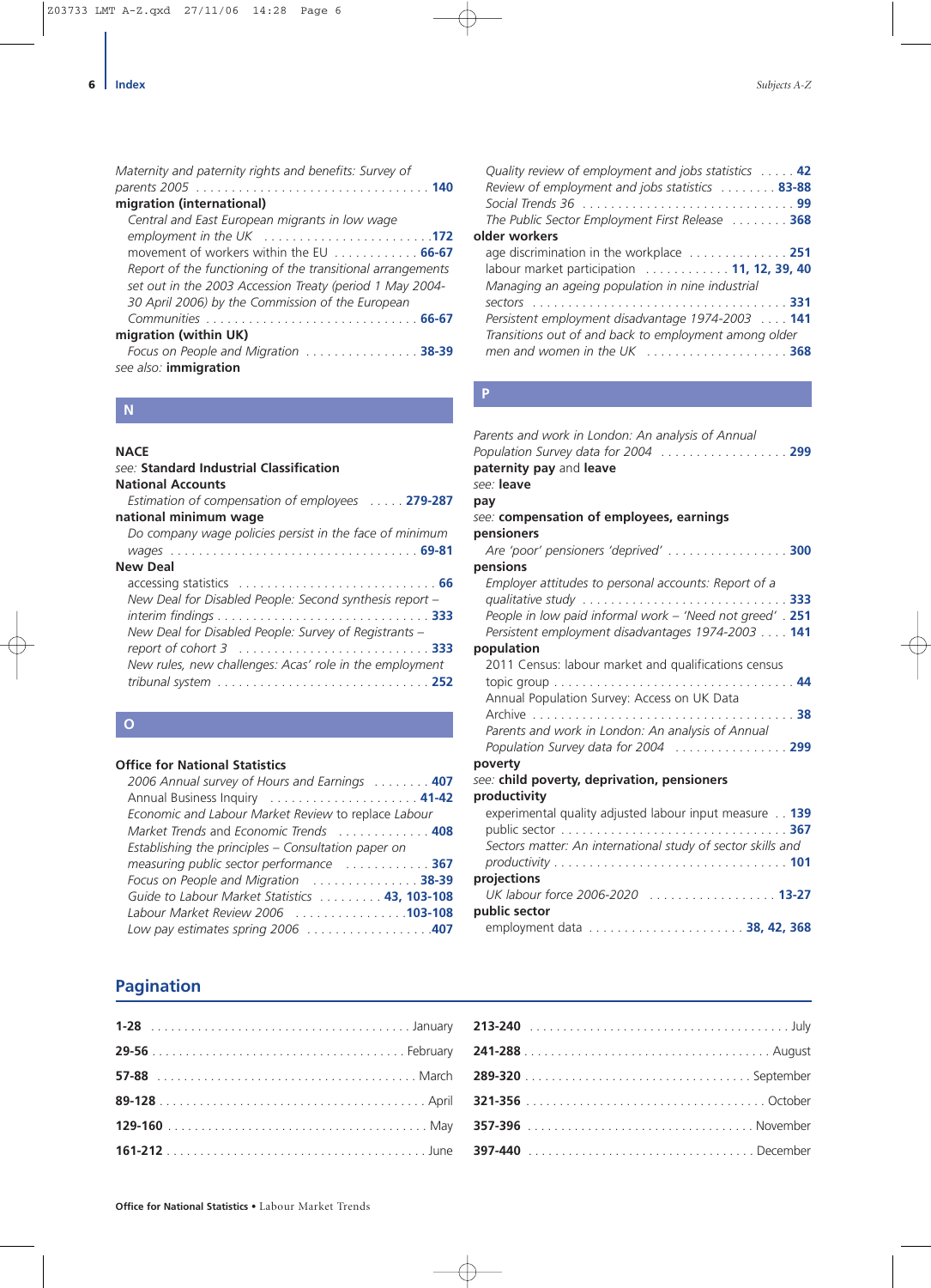*Maternity and paternity rights and benefits: Survey of parents 2005* . . . . . **140**

**migration (international)**

- *Central and East European migrants in low wage employment in the UK* . . . . . **172**
- movement of workers within the EU . . . . . **66-67**
- *Report of the functioning of the transitional arrangements set out in the 2003 Accession Treaty (period 1 May 2004-30 April 2006) by the Commission of the European Communities* . . . . . **66-67**

**migration (within UK)**

- *Focus on People and Migration* . . . . . **38-39**

*see also:* **immigration**

## N

**NACE**

*see:* **Standard Industrial Classification**

**National Accounts**

- *Estimation of compensation of employees* . . . . . **279-287**

**national minimum wage**

- *Do company wage policies persist in the face of minimum wages* . . . . . **69-81**

**New Deal**

- accessing statistics . . . . . **66**
- *New Deal for Disabled People: Second synthesis report – interim findings* . . . . . **333**
- *New Deal for Disabled People: Survey of Registrants – report of cohort 3* . . . . . **333**
- *New rules, new challenges: Acas' role in the employment tribunal system* . . . . . **252**

## O

**Office for National Statistics**

- *2006 Annual survey of Hours and Earnings* . . . . . **407**
- Annual Business Inquiry . . . . . **41-42**
- *Economic and Labour Market Review* to replace *Labour Market Trends* and *Economic Trends* . . . . . **408**
- *Establishing the principles – Consultation paper on measuring public sector performance* . . . . . **367**
- *Focus on People and Migration* . . . . . **38-39**
- *Guide to Labour Market Statistics* . . . . . **43, 103-108**
- *Labour Market Review 2006* . . . . . **103-108**
- *Low pay estimates spring 2006* . . . . . **407**
- *Quality review of employment and jobs statistics* . . . . . **42**
- *Review of employment and jobs statistics* . . . . . **83-88**
- *Social Trends 36* . . . . . **99**
- *The Public Sector Employment First Release* . . . . . **368**

**older workers**

- age discrimination in the workplace . . . . . **251**
- labour market participation . . . . . **11, 12, 39, 40**
- *Managing an ageing population in nine industrial sectors* . . . . . **331**
- *Persistent employment disadvantage 1974-2003* . . . . . **141**
- *Transitions out of and back to employment among older men and women in the UK* . . . . . **368**

## P

*Parents and work in London: An analysis of Annual Population Survey data for 2004* . . . . . **299**

**paternity pay** and **leave**

*see:* **leave**

**pay**

*see:* **compensation of employees, earnings**

**pensioners**

- *Are 'poor' pensioners 'deprived'* . . . . . **300**

**pensions**

- *Employer attitudes to personal accounts: Report of a qualitative study* . . . . . **333**
- *People in low paid informal work – 'Need not greed'* . **251**
- *Persistent employment disadvantages 1974-2003* . . . . **141**

**population**

- 2011 Census: labour market and qualifications census topic group . . . . . **44**
- Annual Population Survey: Access on UK Data Archive . . . . . **38**
- *Parents and work in London: An analysis of Annual Population Survey data for 2004* . . . . . **299**

**poverty**

*see:* **child poverty, deprivation, pensioners**

**productivity**

- experimental quality adjusted labour input measure . . **139**
- public sector . . . . . **367**
- *Sectors matter: An international study of sector skills and productivity* . . . . . **101**

**projections**

- *UK labour force 2006-2020* . . . . . **13-27**

**public sector**

- employment data . . . . . **38, 42, 368**

## Pagination

| Pages | Month |
|---|---|
| **1-28** | January |
| **29-56** | February |
| **57-88** | March |
| **89-128** | April |
| **129-160** | May |
| **161-212** | June |
| **213-240** | July |
| **241-288** | August |
| **289-320** | September |
| **321-356** | October |
| **357-396** | November |
| **397-440** | December |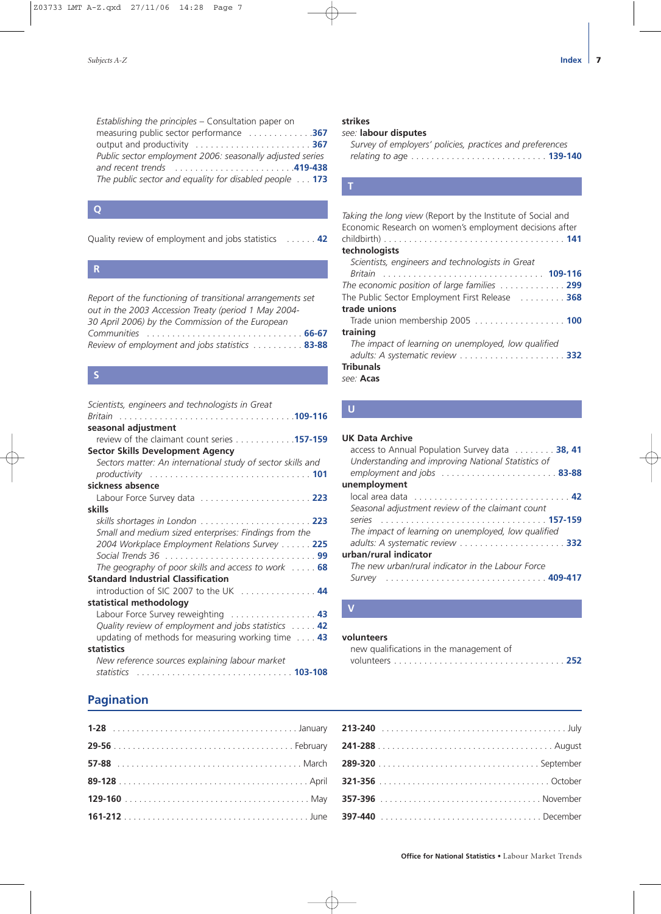*Establishing the principles* – Consultation paper on measuring public sector performance . . . . . . . . . . . . .**367**
output and productivity . . . . . . . . . . . . . . . . . . . . . . . **367**
*Public sector employment 2006: seasonally adjusted series and recent trends* . . . . . . . . . . . . . . . . . . . . . . . .**419-438**
*The public sector and equality for disabled people* . . . **173**

## Q

Quality review of employment and jobs statistics . . . . . . **42**

## R

*Report of the functioning of transitional arrangements set out in the 2003 Accession Treaty (period 1 May 2004-30 April 2006) by the Commission of the European Communities* . . . . . . . . . . . . . . . . . . . . . . . . . . . . . . . . **66-67**
*Review of employment and jobs statistics* . . . . . . . . . . **83-88**

## S

*Scientists, engineers and technologists in Great Britain* . . . . . . . . . . . . . . . . . . . . . . . . . . . . . . . . . .**109-116**

**seasonal adjustment**
review of the claimant count series . . . . . . . . . . . .**157-159**

**Sector Skills Development Agency**
*Sectors matter: An international study of sector skills and productivity* . . . . . . . . . . . . . . . . . . . . . . . . . . . . . . . . **101**

**sickness absence**
Labour Force Survey data . . . . . . . . . . . . . . . . . . . . . **223**

**skills**
*skills shortages in London* . . . . . . . . . . . . . . . . . . . . . **223**
*Small and medium sized enterprises: Findings from the 2004 Workplace Employment Relations Survey* . . . . . . **225**
*Social Trends 36* . . . . . . . . . . . . . . . . . . . . . . . . . . . . . **99**
*The geography of poor skills and access to work* . . . . . **68**

**Standard Industrial Classification**
introduction of SIC 2007 to the UK . . . . . . . . . . . . . . . **44**

**statistical methodology**
Labour Force Survey reweighting . . . . . . . . . . . . . . . . . **43**
*Quality review of employment and jobs statistics* . . . . . **42**
updating of methods for measuring working time . . . . **43**

**statistics**
*New reference sources explaining labour market statistics* . . . . . . . . . . . . . . . . . . . . . . . . . . . . . . . **103-108**

**strikes**
*see:* **labour disputes**
*Survey of employers' policies, practices and preferences relating to age* . . . . . . . . . . . . . . . . . . . . . . . . . . . **139-140**

## T

*Taking the long view* (Report by the Institute of Social and Economic Research on women's employment decisions after childbirth) . . . . . . . . . . . . . . . . . . . . . . . . . . . . . . . . . . . . **141**

**technologists**
*Scientists, engineers and technologists in Great Britain* . . . . . . . . . . . . . . . . . . . . . . . . . . . . . . . . **109-116**

*The economic position of large families* . . . . . . . . . . . . . **299**
The Public Sector Employment First Release . . . . . . . . . **368**

**trade unions**
Trade union membership 2005 . . . . . . . . . . . . . . . . . . **100**

**training**
*The impact of learning on unemployed, low qualified adults: A systematic review* . . . . . . . . . . . . . . . . . . . . . **332**

**Tribunals**
*see:* **Acas**

## U

**UK Data Archive**
access to Annual Population Survey data . . . . . . . . **38, 41**
*Understanding and improving National Statistics of employment and jobs* . . . . . . . . . . . . . . . . . . . . . . . . **83-88**

**unemployment**
local area data . . . . . . . . . . . . . . . . . . . . . . . . . . . . . . . **42**
*Seasonal adjustment review of the claimant count series* . . . . . . . . . . . . . . . . . . . . . . . . . . . . . . . . . . **157-159**
*The impact of learning on unemployed, low qualified adults: A systematic review* . . . . . . . . . . . . . . . . . . . . . **332**

**urban/rural indicator**
*The new urban/rural indicator in the Labour Force Survey* . . . . . . . . . . . . . . . . . . . . . . . . . . . . . . . . . **409-417**

## V

**volunteers**
new qualifications in the management of volunteers . . . . . . . . . . . . . . . . . . . . . . . . . . . . . . . . . **252**

## Pagination

**1-28** . . . . . . . . . . . . . . . . . . . . . . . . . . . . . . . . . . . . . January
**29-56** . . . . . . . . . . . . . . . . . . . . . . . . . . . . . . . . . . . February
**57-88** . . . . . . . . . . . . . . . . . . . . . . . . . . . . . . . . . . . . . March
**89-128** . . . . . . . . . . . . . . . . . . . . . . . . . . . . . . . . . . . . . April
**129-160** . . . . . . . . . . . . . . . . . . . . . . . . . . . . . . . . . . . . . May
**161-212** . . . . . . . . . . . . . . . . . . . . . . . . . . . . . . . . . . . . . June
**213-240** . . . . . . . . . . . . . . . . . . . . . . . . . . . . . . . . . . . . . July
**241-288** . . . . . . . . . . . . . . . . . . . . . . . . . . . . . . . . . . . . August
**289-320** . . . . . . . . . . . . . . . . . . . . . . . . . . . . . . . . . September
**321-356** . . . . . . . . . . . . . . . . . . . . . . . . . . . . . . . . . . . October
**357-396** . . . . . . . . . . . . . . . . . . . . . . . . . . . . . . . . . November
**397-440** . . . . . . . . . . . . . . . . . . . . . . . . . . . . . . . . . December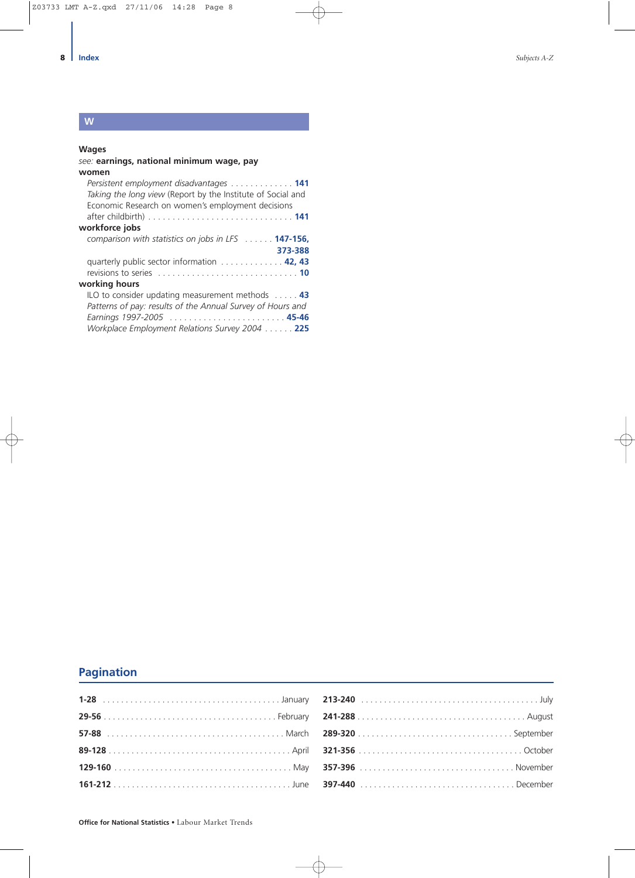## W

**Wages**

*see:* **earnings, national minimum wage, pay**

**women**

- *Persistent employment disadvantages* . . . . . . . . . . . . . **141**
- *Taking the long view* (Report by the Institute of Social and Economic Research on women's employment decisions after childbirth) . . . . . . . . . . . . . . . . . . . . . . . . . . . . . **141**

**workforce jobs**

- *comparison with statistics on jobs in LFS* . . . . . . **147-156, 373-388**
- quarterly public sector information . . . . . . . . . . . . . **42, 43**
- revisions to series . . . . . . . . . . . . . . . . . . . . . . . . . . . . **10**

**working hours**

- ILO to consider updating measurement methods . . . . . **43**
- *Patterns of pay: results of the Annual Survey of Hours and Earnings 1997-2005* . . . . . . . . . . . . . . . . . . . . . . . . **45-46**
- *Workplace Employment Relations Survey 2004* . . . . . . **225**

## Pagination

| Pages | Month | Pages | Month |
|---|---|---|---|
| **1-28** | January | **213-240** | July |
| **29-56** | February | **241-288** | August |
| **57-88** | March | **289-320** | September |
| **89-128** | April | **321-356** | October |
| **129-160** | May | **357-396** | November |
| **161-212** | June | **397-440** | December |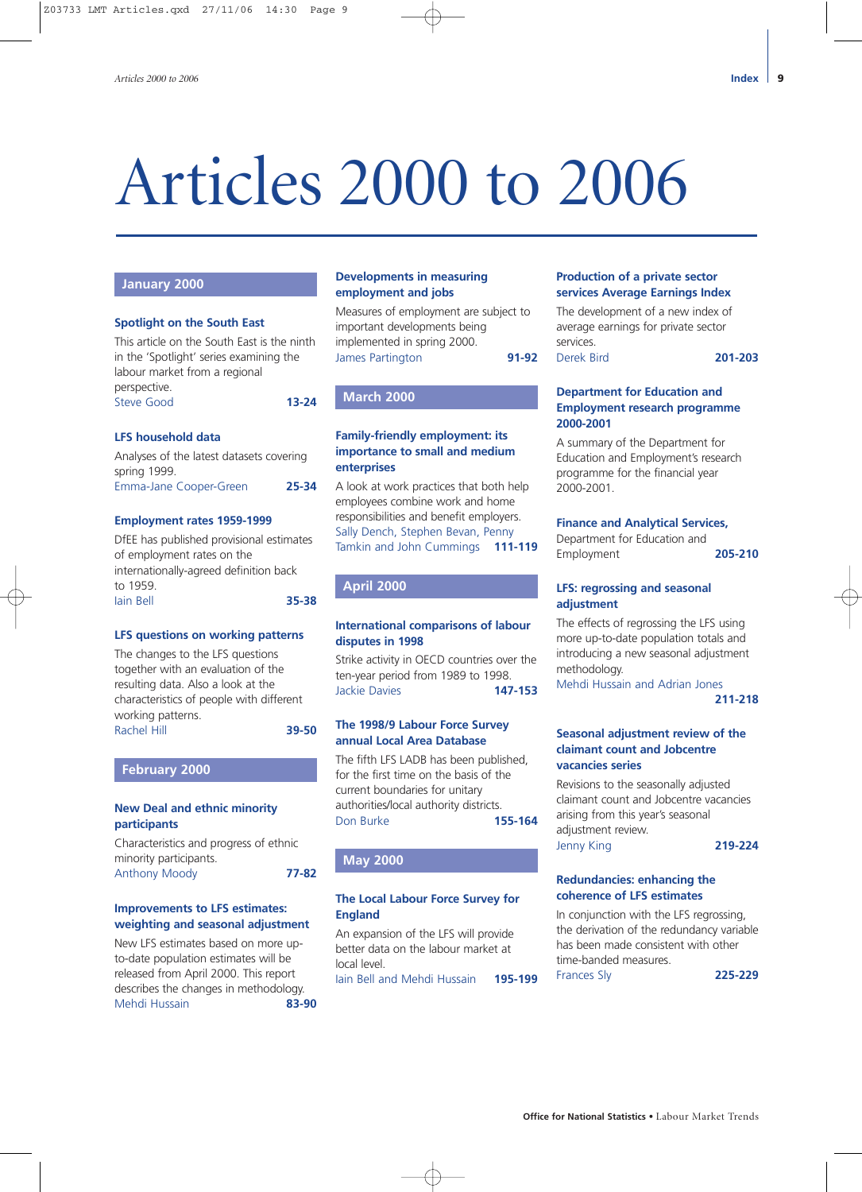# Articles 2000 to 2006

## January 2000

### Spotlight on the South East

This article on the South East is the ninth in the 'Spotlight' series examining the labour market from a regional perspective.

Steve Good **13-24**

### LFS household data

Analyses of the latest datasets covering spring 1999.

Emma-Jane Cooper-Green **25-34**

### Employment rates 1959-1999

DfEE has published provisional estimates of employment rates on the internationally-agreed definition back to 1959.

Iain Bell **35-38**

### LFS questions on working patterns

The changes to the LFS questions together with an evaluation of the resulting data. Also a look at the characteristics of people with different working patterns.

Rachel Hill **39-50**

## February 2000

### New Deal and ethnic minority participants

Characteristics and progress of ethnic minority participants.

Anthony Moody **77-82**

### Improvements to LFS estimates: weighting and seasonal adjustment

New LFS estimates based on more up-to-date population estimates will be released from April 2000. This report describes the changes in methodology.

Mehdi Hussain **83-90**

### Developments in measuring employment and jobs

Measures of employment are subject to important developments being implemented in spring 2000.

James Partington **91-92**

## March 2000

### Family-friendly employment: its importance to small and medium enterprises

A look at work practices that both help employees combine work and home responsibilities and benefit employers.

Sally Dench, Stephen Bevan, Penny Tamkin and John Cummings **111-119**

## April 2000

### International comparisons of labour disputes in 1998

Strike activity in OECD countries over the ten-year period from 1989 to 1998.

Jackie Davies **147-153**

### The 1998/9 Labour Force Survey annual Local Area Database

The fifth LFS LADB has been published, for the first time on the basis of the current boundaries for unitary authorities/local authority districts.

Don Burke **155-164**

## May 2000

### The Local Labour Force Survey for England

An expansion of the LFS will provide better data on the labour market at local level.

Iain Bell and Mehdi Hussain **195-199**

### Production of a private sector services Average Earnings Index

The development of a new index of average earnings for private sector services.

Derek Bird **201-203**

### Department for Education and Employment research programme 2000-2001

A summary of the Department for Education and Employment's research programme for the financial year 2000-2001.

Finance and Analytical Services, Department for Education and Employment **205-210**

### LFS: regrossing and seasonal adjustment

The effects of regrossing the LFS using more up-to-date population totals and introducing a new seasonal adjustment methodology.

Mehdi Hussain and Adrian Jones **211-218**

### Seasonal adjustment review of the claimant count and Jobcentre vacancies series

Revisions to the seasonally adjusted claimant count and Jobcentre vacancies arising from this year's seasonal adjustment review.

Jenny King **219-224**

### Redundancies: enhancing the coherence of LFS estimates

In conjunction with the LFS regrossing, the derivation of the redundancy variable has been made consistent with other time-banded measures.

Frances Sly **225-229**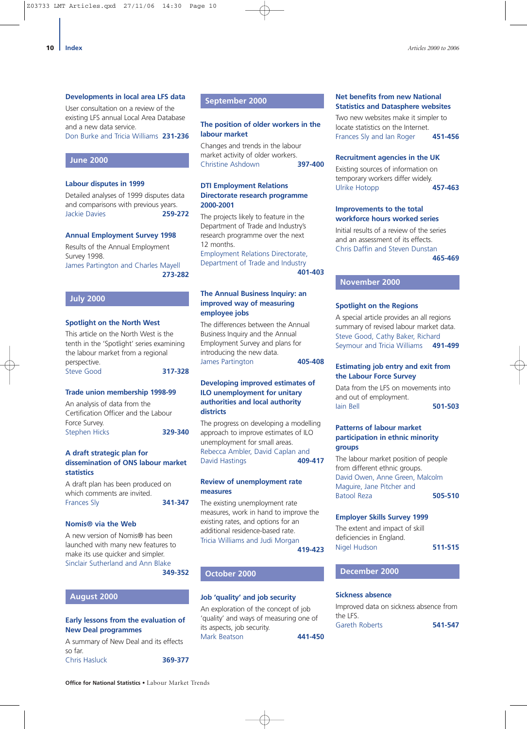### Developments in local area LFS data

User consultation on a review of the existing LFS annual Local Area Database and a new data service.
Don Burke and Tricia Williams **231-236**

## June 2000

### Labour disputes in 1999

Detailed analyses of 1999 disputes data and comparisons with previous years.
Jackie Davies **259-272**

### Annual Employment Survey 1998

Results of the Annual Employment Survey 1998.
James Partington and Charles Mayell **273-282**

## July 2000

### Spotlight on the North West

This article on the North West is the tenth in the 'Spotlight' series examining the labour market from a regional perspective.
Steve Good **317-328**

### Trade union membership 1998-99

An analysis of data from the Certification Officer and the Labour Force Survey.
Stephen Hicks **329-340**

### A draft strategic plan for dissemination of ONS labour market statistics

A draft plan has been produced on which comments are invited.
Frances Sly **341-347**

### Nomis® via the Web

A new version of Nomis® has been launched with many new features to make its use quicker and simpler.
Sinclair Sutherland and Ann Blake **349-352**

## August 2000

### Early lessons from the evaluation of New Deal programmes

A summary of New Deal and its effects so far.
Chris Hasluck **369-377**

## September 2000

### The position of older workers in the labour market

Changes and trends in the labour market activity of older workers.
Christine Ashdown **397-400**

### DTI Employment Relations Directorate research programme 2000-2001

The projects likely to feature in the Department of Trade and Industry's research programme over the next 12 months.
Employment Relations Directorate, Department of Trade and Industry **401-403**

### The Annual Business Inquiry: an improved way of measuring employee jobs

The differences between the Annual Business Inquiry and the Annual Employment Survey and plans for introducing the new data.
James Partington **405-408**

### Developing improved estimates of ILO unemployment for unitary authorities and local authority districts

The progress on developing a modelling approach to improve estimates of ILO unemployment for small areas.
Rebecca Ambler, David Caplan and David Hastings **409-417**

### Review of unemployment rate measures

The existing unemployment rate measures, work in hand to improve the existing rates, and options for an additional residence-based rate.
Tricia Williams and Judi Morgan **419-423**

## October 2000

### Job 'quality' and job security

An exploration of the concept of job 'quality' and ways of measuring one of its aspects, job security.
Mark Beatson **441-450**

### Net benefits from new National Statistics and Datasphere websites

Two new websites make it simpler to locate statistics on the Internet.
Frances Sly and Ian Roger **451-456**

### Recruitment agencies in the UK

Existing sources of information on temporary workers differ widely.
Ulrike Hotopp **457-463**

### Improvements to the total workforce hours worked series

Initial results of a review of the series and an assessment of its effects.
Chris Daffin and Steven Dunstan **465-469**

## November 2000

### Spotlight on the Regions

A special article provides an all regions summary of revised labour market data.
Steve Good, Cathy Baker, Richard Seymour and Tricia Williams **491-499**

### Estimating job entry and exit from the Labour Force Survey

Data from the LFS on movements into and out of employment.
Iain Bell **501-503**

### Patterns of labour market participation in ethnic minority groups

The labour market position of people from different ethnic groups.
David Owen, Anne Green, Malcolm Maguire, Jane Pitcher and Batool Reza **505-510**

### Employer Skills Survey 1999

The extent and impact of skill deficiencies in England.
Nigel Hudson **511-515**

## December 2000

### Sickness absence

Improved data on sickness absence from the LFS.
Gareth Roberts **541-547**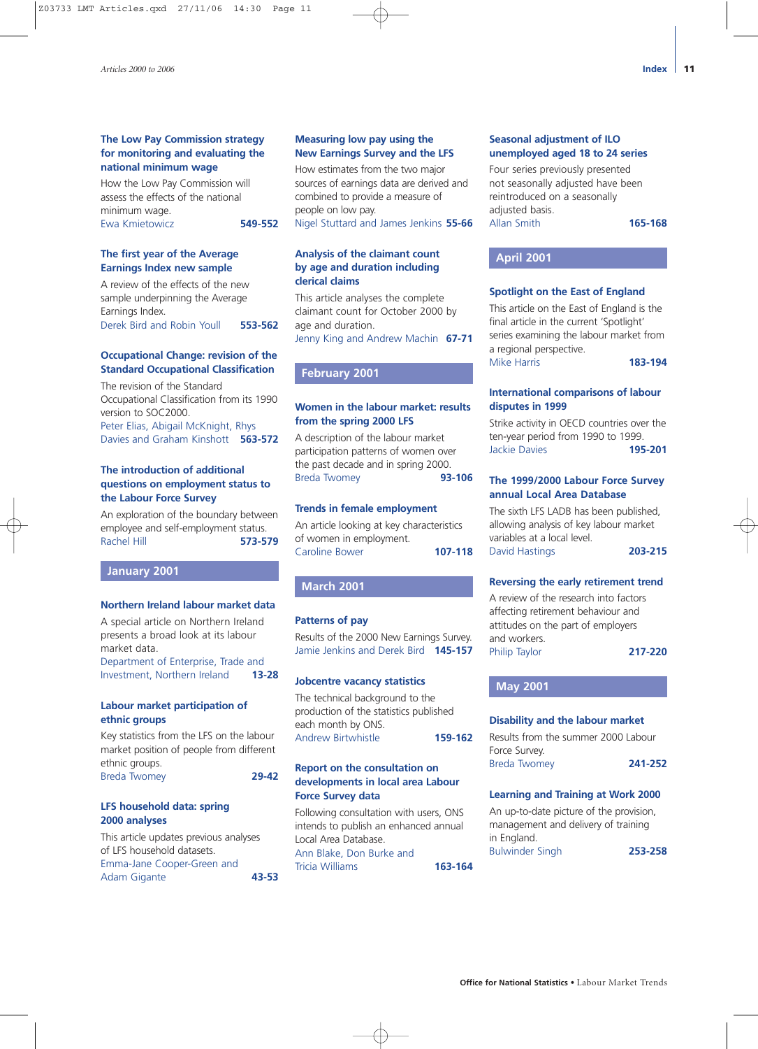**The Low Pay Commission strategy for monitoring and evaluating the national minimum wage**

How the Low Pay Commission will assess the effects of the national minimum wage.

Ewa Kmietowicz **549-552**

**The first year of the Average Earnings Index new sample**

A review of the effects of the new sample underpinning the Average Earnings Index.

Derek Bird and Robin Youll **553-562**

**Occupational Change: revision of the Standard Occupational Classification**

The revision of the Standard Occupational Classification from its 1990 version to SOC2000.

Peter Elias, Abigail McKnight, Rhys Davies and Graham Kinshott **563-572**

**The introduction of additional questions on employment status to the Labour Force Survey**

An exploration of the boundary between employee and self-employment status.

Rachel Hill **573-579**

## January 2001

**Northern Ireland labour market data**

A special article on Northern Ireland presents a broad look at its labour market data.

Department of Enterprise, Trade and Investment, Northern Ireland **13-28**

**Labour market participation of ethnic groups**

Key statistics from the LFS on the labour market position of people from different ethnic groups.

Breda Twomey **29-42**

**LFS household data: spring 2000 analyses**

This article updates previous analyses of LFS household datasets.

Emma-Jane Cooper-Green and Adam Gigante **43-53**

**Measuring low pay using the New Earnings Survey and the LFS**

How estimates from the two major sources of earnings data are derived and combined to provide a measure of people on low pay.

Nigel Stuttard and James Jenkins **55-66**

**Analysis of the claimant count by age and duration including clerical claims**

This article analyses the complete claimant count for October 2000 by age and duration.

Jenny King and Andrew Machin **67-71**

## February 2001

**Women in the labour market: results from the spring 2000 LFS**

A description of the labour market participation patterns of women over the past decade and in spring 2000.

Breda Twomey **93-106**

**Trends in female employment**

An article looking at key characteristics of women in employment.

Caroline Bower **107-118**

## March 2001

**Patterns of pay**

Results of the 2000 New Earnings Survey.

Jamie Jenkins and Derek Bird **145-157**

**Jobcentre vacancy statistics**

The technical background to the production of the statistics published each month by ONS.

Andrew Birtwhistle **159-162**

**Report on the consultation on developments in local area Labour Force Survey data**

Following consultation with users, ONS intends to publish an enhanced annual Local Area Database.

Ann Blake, Don Burke and Tricia Williams **163-164**

**Seasonal adjustment of ILO unemployed aged 18 to 24 series**

Four series previously presented not seasonally adjusted have been reintroduced on a seasonally adjusted basis.

Allan Smith **165-168**

## April 2001

**Spotlight on the East of England**

This article on the East of England is the final article in the current 'Spotlight' series examining the labour market from a regional perspective.

Mike Harris **183-194**

**International comparisons of labour disputes in 1999**

Strike activity in OECD countries over the ten-year period from 1990 to 1999.

Jackie Davies **195-201**

**The 1999/2000 Labour Force Survey annual Local Area Database**

The sixth LFS LADB has been published, allowing analysis of key labour market variables at a local level.

David Hastings **203-215**

**Reversing the early retirement trend**

A review of the research into factors affecting retirement behaviour and attitudes on the part of employers and workers.

Philip Taylor **217-220**

## May 2001

**Disability and the labour market**

Results from the summer 2000 Labour Force Survey.

Breda Twomey **241-252**

**Learning and Training at Work 2000**

An up-to-date picture of the provision, management and delivery of training in England.

Bulwinder Singh **253-258**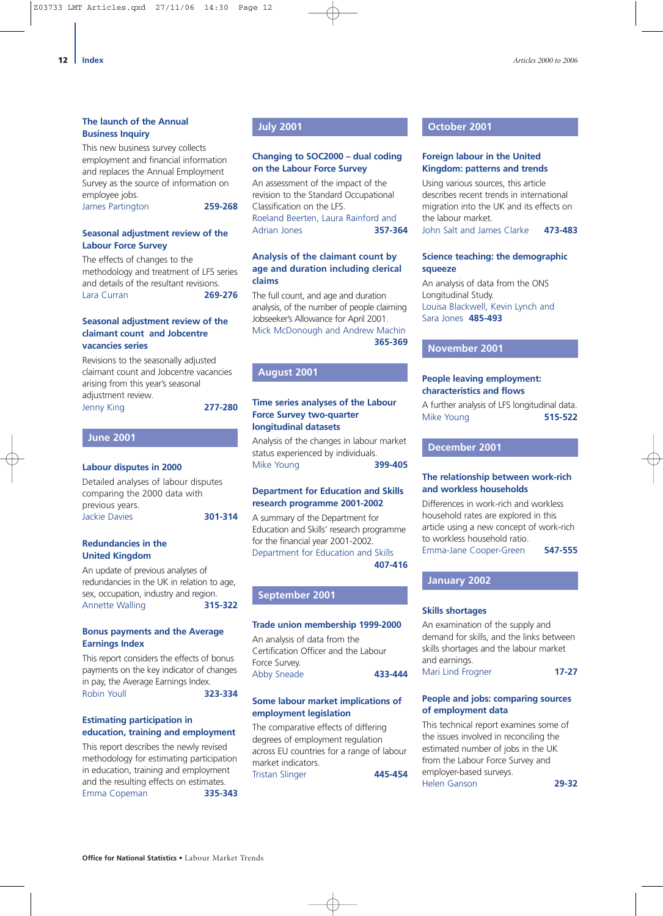### The launch of the Annual Business Inquiry

This new business survey collects employment and financial information and replaces the Annual Employment Survey as the source of information on employee jobs.
James Partington **259-268**

### Seasonal adjustment review of the Labour Force Survey

The effects of changes to the methodology and treatment of LFS series and details of the resultant revisions.
Lara Curran **269-276**

### Seasonal adjustment review of the claimant count and Jobcentre vacancies series

Revisions to the seasonally adjusted claimant count and Jobcentre vacancies arising from this year's seasonal adjustment review.
Jenny King **277-280**

## June 2001

### Labour disputes in 2000

Detailed analyses of labour disputes comparing the 2000 data with previous years.
Jackie Davies **301-314**

### Redundancies in the United Kingdom

An update of previous analyses of redundancies in the UK in relation to age, sex, occupation, industry and region.
Annette Walling **315-322**

### Bonus payments and the Average Earnings Index

This report considers the effects of bonus payments on the key indicator of changes in pay, the Average Earnings Index.
Robin Youll **323-334**

### Estimating participation in education, training and employment

This report describes the newly revised methodology for estimating participation in education, training and employment and the resulting effects on estimates.
Emma Copeman **335-343**

## July 2001

### Changing to SOC2000 – dual coding on the Labour Force Survey

An assessment of the impact of the revision to the Standard Occupational Classification on the LFS.
Roeland Beerten, Laura Rainford and Adrian Jones **357-364**

### Analysis of the claimant count by age and duration including clerical claims

The full count, and age and duration analysis, of the number of people claiming Jobseeker's Allowance for April 2001.
Mick McDonough and Andrew Machin **365-369**

## August 2001

### Time series analyses of the Labour Force Survey two-quarter longitudinal datasets

Analysis of the changes in labour market status experienced by individuals.
Mike Young **399-405**

### Department for Education and Skills research programme 2001-2002

A summary of the Department for Education and Skills' research programme for the financial year 2001-2002.
Department for Education and Skills **407-416**

## September 2001

### Trade union membership 1999-2000

An analysis of data from the Certification Officer and the Labour Force Survey.
Abby Sneade **433-444**

### Some labour market implications of employment legislation

The comparative effects of differing degrees of employment regulation across EU countries for a range of labour market indicators.
Tristan Slinger **445-454**

## October 2001

### Foreign labour in the United Kingdom: patterns and trends

Using various sources, this article describes recent trends in international migration into the UK and its effects on the labour market.
John Salt and James Clarke **473-483**

### Science teaching: the demographic squeeze

An analysis of data from the ONS Longitudinal Study.
Louisa Blackwell, Kevin Lynch and Sara Jones **485-493**

## November 2001

### People leaving employment: characteristics and flows

A further analysis of LFS longitudinal data.
Mike Young **515-522**

## December 2001

### The relationship between work-rich and workless households

Differences in work-rich and workless household rates are explored in this article using a new concept of work-rich to workless household ratio.
Emma-Jane Cooper-Green **547-555**

## January 2002

### Skills shortages

An examination of the supply and demand for skills, and the links between skills shortages and the labour market and earnings.
Mari Lind Frogner **17-27**

### People and jobs: comparing sources of employment data

This technical report examines some of the issues involved in reconciling the estimated number of jobs in the UK from the Labour Force Survey and employer-based surveys.
Helen Ganson **29-32**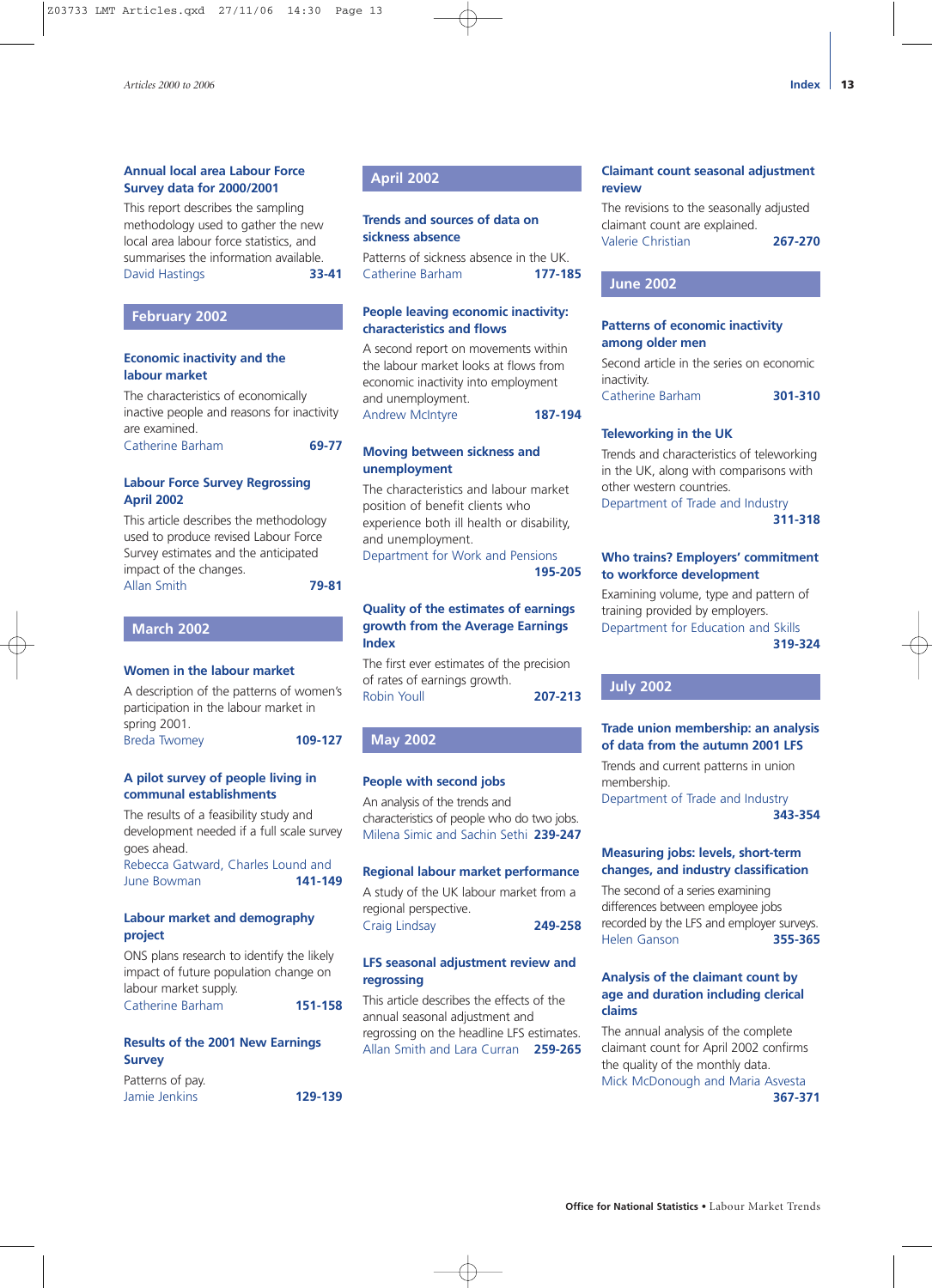### Annual local area Labour Force Survey data for 2000/2001

This report describes the sampling methodology used to gather the new local area labour force statistics, and summarises the information available.
David Hastings 33-41

## February 2002

### Economic inactivity and the labour market

The characteristics of economically inactive people and reasons for inactivity are examined.
Catherine Barham 69-77

### Labour Force Survey Regrossing April 2002

This article describes the methodology used to produce revised Labour Force Survey estimates and the anticipated impact of the changes.
Allan Smith 79-81

## March 2002

### Women in the labour market

A description of the patterns of women's participation in the labour market in spring 2001.
Breda Twomey 109-127

### A pilot survey of people living in communal establishments

The results of a feasibility study and development needed if a full scale survey goes ahead.
Rebecca Gatward, Charles Lound and June Bowman 141-149

### Labour market and demography project

ONS plans research to identify the likely impact of future population change on labour market supply.
Catherine Barham 151-158

### Results of the 2001 New Earnings Survey

Patterns of pay.
Jamie Jenkins 129-139

## April 2002

### Trends and sources of data on sickness absence

Patterns of sickness absence in the UK.
Catherine Barham 177-185

### People leaving economic inactivity: characteristics and flows

A second report on movements within the labour market looks at flows from economic inactivity into employment and unemployment.
Andrew McIntyre 187-194

### Moving between sickness and unemployment

The characteristics and labour market position of benefit clients who experience both ill health or disability, and unemployment.
Department for Work and Pensions 195-205

### Quality of the estimates of earnings growth from the Average Earnings Index

The first ever estimates of the precision of rates of earnings growth.
Robin Youll 207-213

## May 2002

### People with second jobs

An analysis of the trends and characteristics of people who do two jobs.
Milena Simic and Sachin Sethi 239-247

### Regional labour market performance

A study of the UK labour market from a regional perspective.
Craig Lindsay 249-258

### LFS seasonal adjustment review and regrossing

This article describes the effects of the annual seasonal adjustment and regrossing on the headline LFS estimates.
Allan Smith and Lara Curran 259-265

### Claimant count seasonal adjustment review

The revisions to the seasonally adjusted claimant count are explained.
Valerie Christian 267-270

## June 2002

### Patterns of economic inactivity among older men

Second article in the series on economic inactivity.
Catherine Barham 301-310

### Teleworking in the UK

Trends and characteristics of teleworking in the UK, along with comparisons with other western countries.
Department of Trade and Industry 311-318

### Who trains? Employers' commitment to workforce development

Examining volume, type and pattern of training provided by employers.
Department for Education and Skills 319-324

## July 2002

### Trade union membership: an analysis of data from the autumn 2001 LFS

Trends and current patterns in union membership.
Department of Trade and Industry 343-354

### Measuring jobs: levels, short-term changes, and industry classification

The second of a series examining differences between employee jobs recorded by the LFS and employer surveys.
Helen Ganson 355-365

### Analysis of the claimant count by age and duration including clerical claims

The annual analysis of the complete claimant count for April 2002 confirms the quality of the monthly data.
Mick McDonough and Maria Asvesta 367-371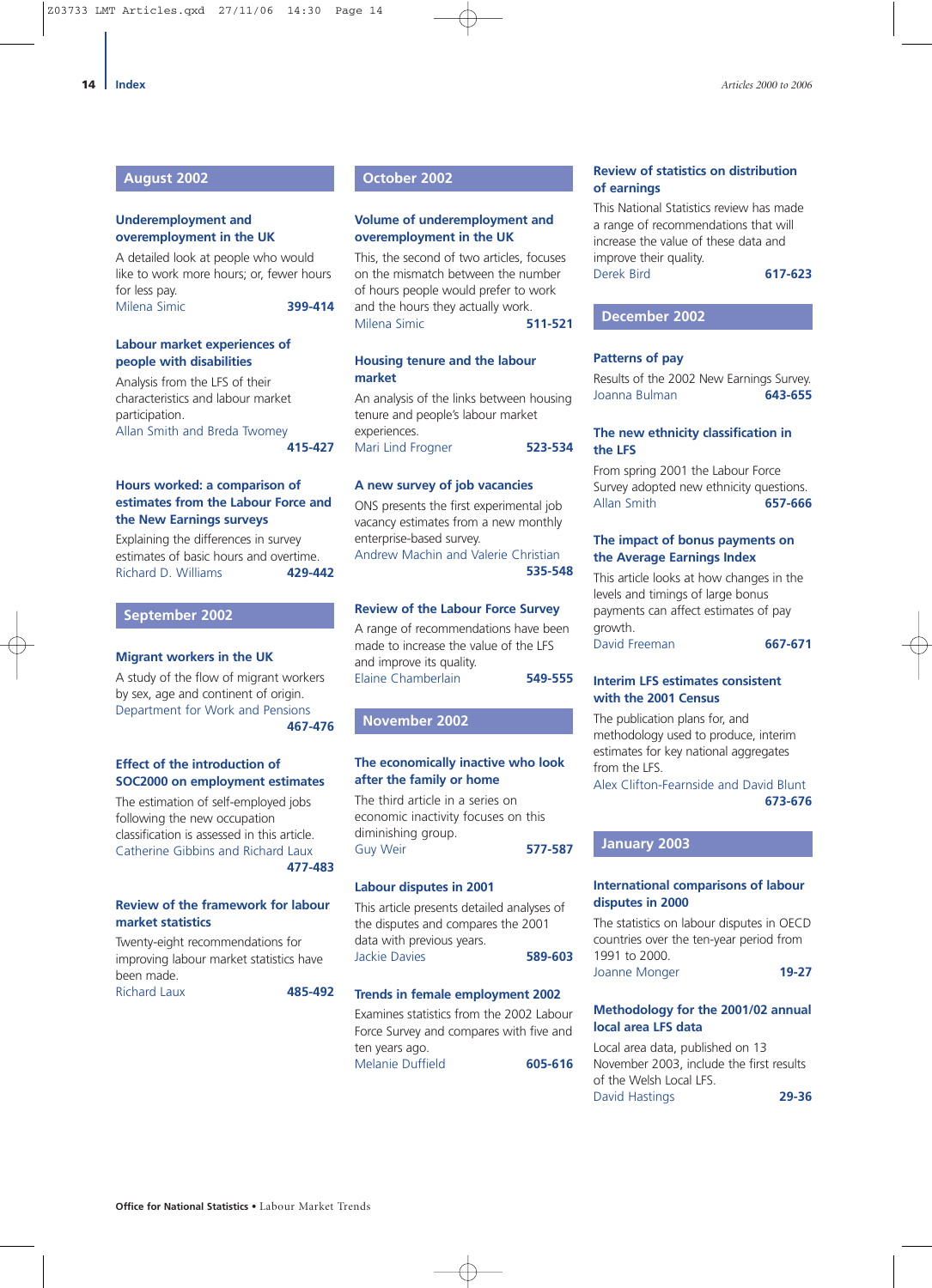## August 2002

### Underemployment and overemployment in the UK

A detailed look at people who would like to work more hours; or, fewer hours for less pay.

Milena Simic **399-414**

### Labour market experiences of people with disabilities

Analysis from the LFS of their characteristics and labour market participation.

Allan Smith and Breda Twomey **415-427**

### Hours worked: a comparison of estimates from the Labour Force and the New Earnings surveys

Explaining the differences in survey estimates of basic hours and overtime.

Richard D. Williams **429-442**

## September 2002

### Migrant workers in the UK

A study of the flow of migrant workers by sex, age and continent of origin.

Department for Work and Pensions **467-476**

### Effect of the introduction of SOC2000 on employment estimates

The estimation of self-employed jobs following the new occupation classification is assessed in this article.

Catherine Gibbins and Richard Laux **477-483**

### Review of the framework for labour market statistics

Twenty-eight recommendations for improving labour market statistics have been made.

Richard Laux **485-492**

## October 2002

### Volume of underemployment and overemployment in the UK

This, the second of two articles, focuses on the mismatch between the number of hours people would prefer to work and the hours they actually work.

Milena Simic **511-521**

### Housing tenure and the labour market

An analysis of the links between housing tenure and people's labour market experiences.

Mari Lind Frogner **523-534**

### A new survey of job vacancies

ONS presents the first experimental job vacancy estimates from a new monthly enterprise-based survey.

Andrew Machin and Valerie Christian **535-548**

### Review of the Labour Force Survey

A range of recommendations have been made to increase the value of the LFS and improve its quality.

Elaine Chamberlain **549-555**

## November 2002

### The economically inactive who look after the family or home

The third article in a series on economic inactivity focuses on this diminishing group.

Guy Weir **577-587**

### Labour disputes in 2001

This article presents detailed analyses of the disputes and compares the 2001 data with previous years.

Jackie Davies **589-603**

### Trends in female employment 2002

Examines statistics from the 2002 Labour Force Survey and compares with five and ten years ago.

Melanie Duffield **605-616**

### Review of statistics on distribution of earnings

This National Statistics review has made a range of recommendations that will increase the value of these data and improve their quality.

Derek Bird **617-623**

## December 2002

### Patterns of pay

Results of the 2002 New Earnings Survey.

Joanna Bulman **643-655**

### The new ethnicity classification in the LFS

From spring 2001 the Labour Force Survey adopted new ethnicity questions.

Allan Smith **657-666**

### The impact of bonus payments on the Average Earnings Index

This article looks at how changes in the levels and timings of large bonus payments can affect estimates of pay growth.

David Freeman **667-671**

### Interim LFS estimates consistent with the 2001 Census

The publication plans for, and methodology used to produce, interim estimates for key national aggregates from the LFS.

Alex Clifton-Fearnside and David Blunt **673-676**

## January 2003

### International comparisons of labour disputes in 2000

The statistics on labour disputes in OECD countries over the ten-year period from 1991 to 2000.

Joanne Monger **19-27**

### Methodology for the 2001/02 annual local area LFS data

Local area data, published on 13 November 2003, include the first results of the Welsh Local LFS.

David Hastings **29-36**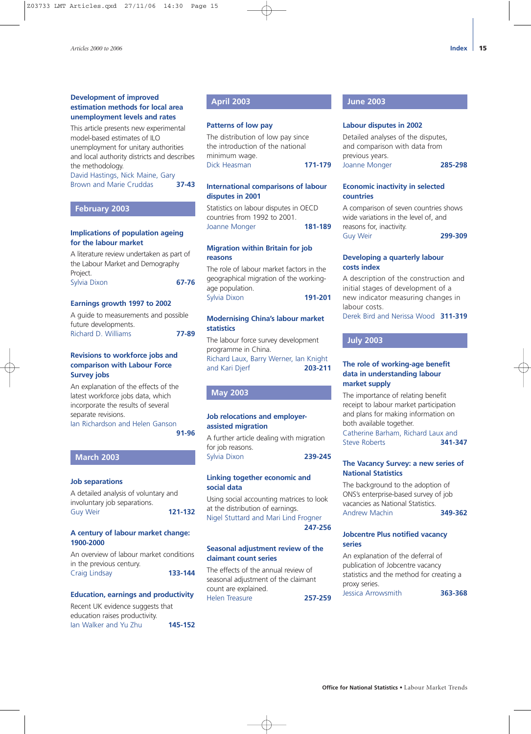### Development of improved estimation methods for local area unemployment levels and rates

This article presents new experimental model-based estimates of ILO unemployment for unitary authorities and local authority districts and describes the methodology.
David Hastings, Nick Maine, Gary Brown and Marie Cruddas **37-43**

## February 2003

### Implications of population ageing for the labour market

A literature review undertaken as part of the Labour Market and Demography Project.
Sylvia Dixon **67-76**

### Earnings growth 1997 to 2002

A guide to measurements and possible future developments.
Richard D. Williams **77-89**

### Revisions to workforce jobs and comparison with Labour Force Survey jobs

An explanation of the effects of the latest workforce jobs data, which incorporate the results of several separate revisions.
Ian Richardson and Helen Ganson **91-96**

## March 2003

### Job separations

A detailed analysis of voluntary and involuntary job separations.
Guy Weir **121-132**

### A century of labour market change: 1900-2000

An overview of labour market conditions in the previous century.
Craig Lindsay **133-144**

### Education, earnings and productivity

Recent UK evidence suggests that education raises productivity.
Ian Walker and Yu Zhu **145-152**

## April 2003

### Patterns of low pay

The distribution of low pay since the introduction of the national minimum wage.
Dick Heasman **171-179**

### International comparisons of labour disputes in 2001

Statistics on labour disputes in OECD countries from 1992 to 2001.
Joanne Monger **181-189**

### Migration within Britain for job reasons

The role of labour market factors in the geographical migration of the working-age population.
Sylvia Dixon **191-201**

### Modernising China's labour market statistics

The labour force survey development programme in China.
Richard Laux, Barry Werner, Ian Knight and Kari Djerf **203-211**

## May 2003

### Job relocations and employer-assisted migration

A further article dealing with migration for job reasons.
Sylvia Dixon **239-245**

### Linking together economic and social data

Using social accounting matrices to look at the distribution of earnings.
Nigel Stuttard and Mari Lind Frogner **247-256**

### Seasonal adjustment review of the claimant count series

The effects of the annual review of seasonal adjustment of the claimant count are explained.
Helen Treasure **257-259**

## June 2003

### Labour disputes in 2002

Detailed analyses of the disputes, and comparison with data from previous years.
Joanne Monger **285-298**

### Economic inactivity in selected countries

A comparison of seven countries shows wide variations in the level of, and reasons for, inactivity.
Guy Weir **299-309**

### Developing a quarterly labour costs index

A description of the construction and initial stages of development of a new indicator measuring changes in labour costs.
Derek Bird and Nerissa Wood **311-319**

## July 2003

### The role of working-age benefit data in understanding labour market supply

The importance of relating benefit receipt to labour market participation and plans for making information on both available together.
Catherine Barham, Richard Laux and Steve Roberts **341-347**

### The Vacancy Survey: a new series of National Statistics

The background to the adoption of ONS's enterprise-based survey of job vacancies as National Statistics.
Andrew Machin **349-362**

### Jobcentre Plus notified vacancy series

An explanation of the deferral of publication of Jobcentre vacancy statistics and the method for creating a proxy series.
Jessica Arrowsmith **363-368**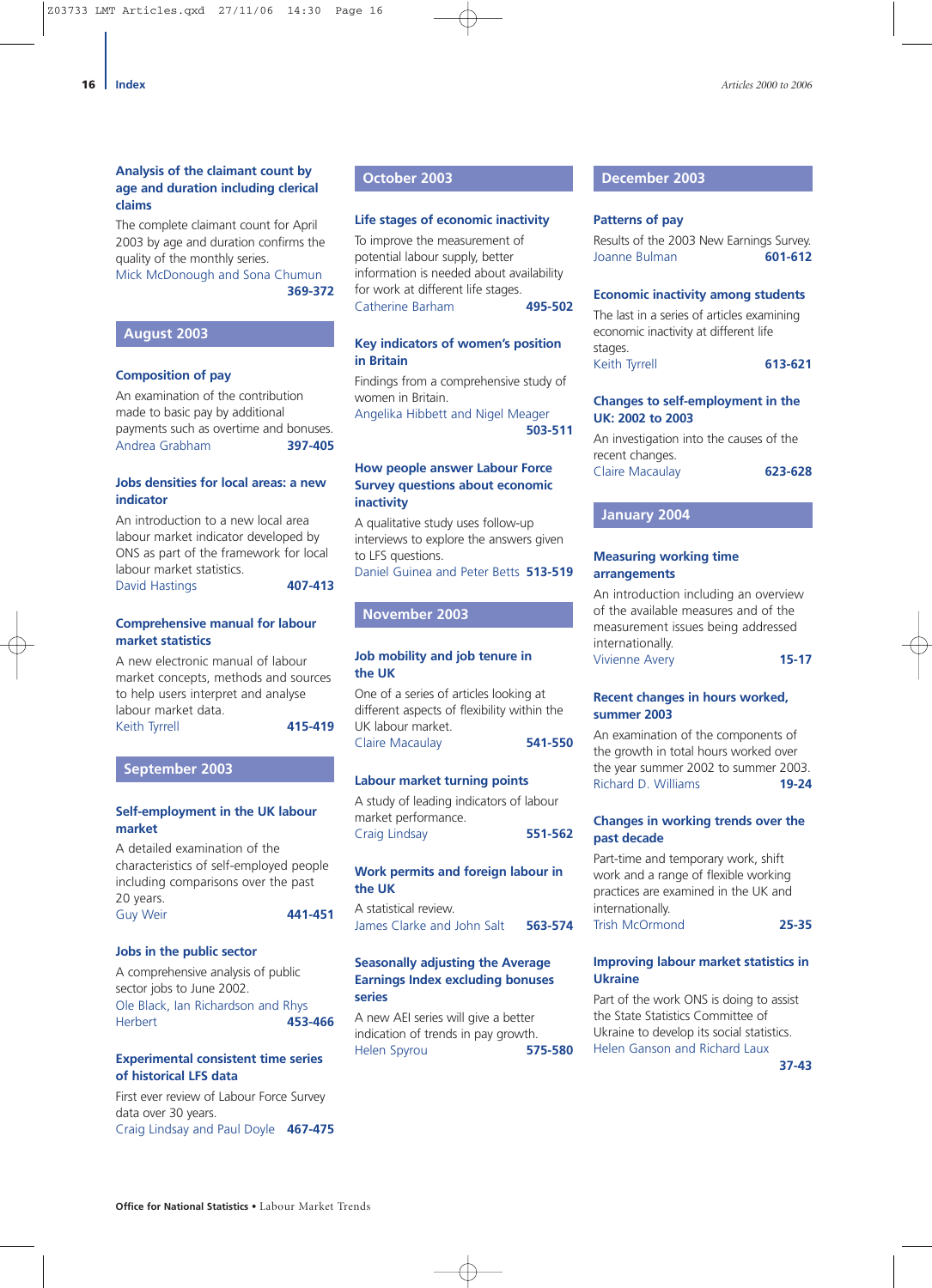### Analysis of the claimant count by age and duration including clerical claims

The complete claimant count for April 2003 by age and duration confirms the quality of the monthly series.
Mick McDonough and Sona Chumun
**369-372**

## August 2003

### Composition of pay

An examination of the contribution made to basic pay by additional payments such as overtime and bonuses.
Andrea Grabham **397-405**

### Jobs densities for local areas: a new indicator

An introduction to a new local area labour market indicator developed by ONS as part of the framework for local labour market statistics.
David Hastings **407-413**

### Comprehensive manual for labour market statistics

A new electronic manual of labour market concepts, methods and sources to help users interpret and analyse labour market data.
Keith Tyrrell **415-419**

## September 2003

### Self-employment in the UK labour market

A detailed examination of the characteristics of self-employed people including comparisons over the past 20 years.
Guy Weir **441-451**

### Jobs in the public sector

A comprehensive analysis of public sector jobs to June 2002.
Ole Black, Ian Richardson and Rhys Herbert **453-466**

### Experimental consistent time series of historical LFS data

First ever review of Labour Force Survey data over 30 years.
Craig Lindsay and Paul Doyle **467-475**

## October 2003

### Life stages of economic inactivity

To improve the measurement of potential labour supply, better information is needed about availability for work at different life stages.
Catherine Barham **495-502**

### Key indicators of women's position in Britain

Findings from a comprehensive study of women in Britain.
Angelika Hibbett and Nigel Meager
**503-511**

### How people answer Labour Force Survey questions about economic inactivity

A qualitative study uses follow-up interviews to explore the answers given to LFS questions.
Daniel Guinea and Peter Betts **513-519**

## November 2003

### Job mobility and job tenure in the UK

One of a series of articles looking at different aspects of flexibility within the UK labour market.
Claire Macaulay **541-550**

### Labour market turning points

A study of leading indicators of labour market performance.
Craig Lindsay **551-562**

### Work permits and foreign labour in the UK

A statistical review.
James Clarke and John Salt **563-574**

### Seasonally adjusting the Average Earnings Index excluding bonuses series

A new AEI series will give a better indication of trends in pay growth.
Helen Spyrou **575-580**

## December 2003

### Patterns of pay

Results of the 2003 New Earnings Survey.
Joanne Bulman **601-612**

### Economic inactivity among students

The last in a series of articles examining economic inactivity at different life stages.
Keith Tyrrell **613-621**

### Changes to self-employment in the UK: 2002 to 2003

An investigation into the causes of the recent changes.
Claire Macaulay **623-628**

## January 2004

### Measuring working time arrangements

An introduction including an overview of the available measures and of the measurement issues being addressed internationally.
Vivienne Avery **15-17**

### Recent changes in hours worked, summer 2003

An examination of the components of the growth in total hours worked over the year summer 2002 to summer 2003.
Richard D. Williams **19-24**

### Changes in working trends over the past decade

Part-time and temporary work, shift work and a range of flexible working practices are examined in the UK and internationally.
Trish McOrmond **25-35**

### Improving labour market statistics in Ukraine

Part of the work ONS is doing to assist the State Statistics Committee of Ukraine to develop its social statistics.
Helen Ganson and Richard Laux
**37-43**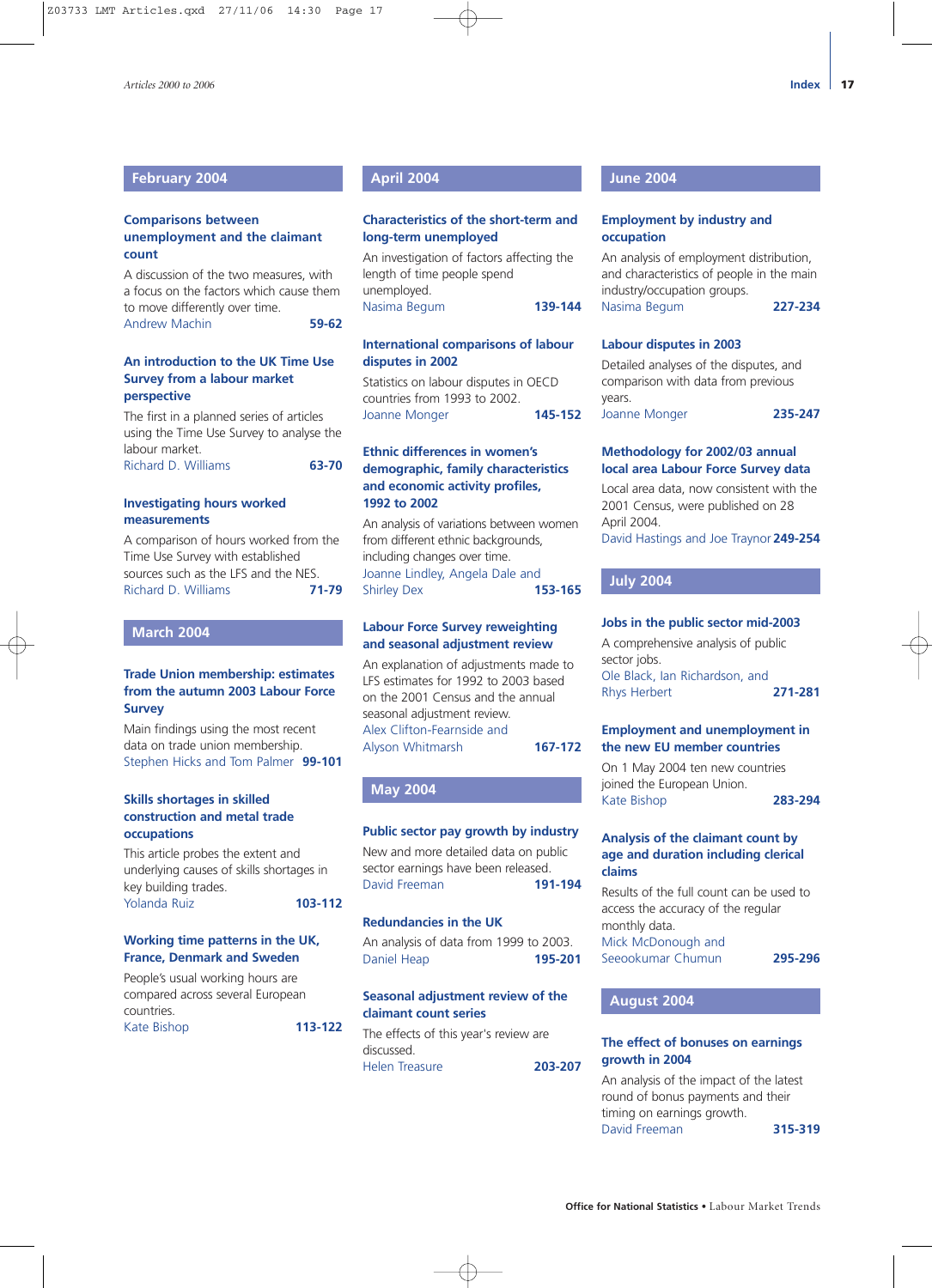## February 2004

### Comparisons between unemployment and the claimant count

A discussion of the two measures, with a focus on the factors which cause them to move differently over time.

Andrew Machin **59-62**

### An introduction to the UK Time Use Survey from a labour market perspective

The first in a planned series of articles using the Time Use Survey to analyse the labour market.

Richard D. Williams **63-70**

### Investigating hours worked measurements

A comparison of hours worked from the Time Use Survey with established sources such as the LFS and the NES.

Richard D. Williams **71-79**

## March 2004

### Trade Union membership: estimates from the autumn 2003 Labour Force Survey

Main findings using the most recent data on trade union membership.

Stephen Hicks and Tom Palmer **99-101**

### Skills shortages in skilled construction and metal trade occupations

This article probes the extent and underlying causes of skills shortages in key building trades.

Yolanda Ruiz **103-112**

### Working time patterns in the UK, France, Denmark and Sweden

People's usual working hours are compared across several European countries.

Kate Bishop **113-122**

## April 2004

### Characteristics of the short-term and long-term unemployed

An investigation of factors affecting the length of time people spend unemployed.

Nasima Begum **139-144**

### International comparisons of labour disputes in 2002

Statistics on labour disputes in OECD countries from 1993 to 2002.

Joanne Monger **145-152**

### Ethnic differences in women's demographic, family characteristics and economic activity profiles, 1992 to 2002

An analysis of variations between women from different ethnic backgrounds, including changes over time.

Joanne Lindley, Angela Dale and Shirley Dex **153-165**

### Labour Force Survey reweighting and seasonal adjustment review

An explanation of adjustments made to LFS estimates for 1992 to 2003 based on the 2001 Census and the annual seasonal adjustment review.

Alex Clifton-Fearnside and Alyson Whitmarsh **167-172**

## May 2004

### Public sector pay growth by industry

New and more detailed data on public sector earnings have been released.

David Freeman **191-194**

### Redundancies in the UK

An analysis of data from 1999 to 2003.

Daniel Heap **195-201**

### Seasonal adjustment review of the claimant count series

The effects of this year's review are discussed.

Helen Treasure **203-207**

## June 2004

### Employment by industry and occupation

An analysis of employment distribution, and characteristics of people in the main industry/occupation groups.

Nasima Begum **227-234**

### Labour disputes in 2003

Detailed analyses of the disputes, and comparison with data from previous years.

Joanne Monger **235-247**

### Methodology for 2002/03 annual local area Labour Force Survey data

Local area data, now consistent with the 2001 Census, were published on 28 April 2004.

David Hastings and Joe Traynor **249-254**

## July 2004

### Jobs in the public sector mid-2003

A comprehensive analysis of public sector jobs.

Ole Black, Ian Richardson, and Rhys Herbert **271-281**

### Employment and unemployment in the new EU member countries

On 1 May 2004 ten new countries joined the European Union.

Kate Bishop **283-294**

### Analysis of the claimant count by age and duration including clerical claims

Results of the full count can be used to access the accuracy of the regular monthly data.

Mick McDonough and Seeookumar Chumun **295-296**

## August 2004

### The effect of bonuses on earnings growth in 2004

An analysis of the impact of the latest round of bonus payments and their timing on earnings growth.

David Freeman **315-319**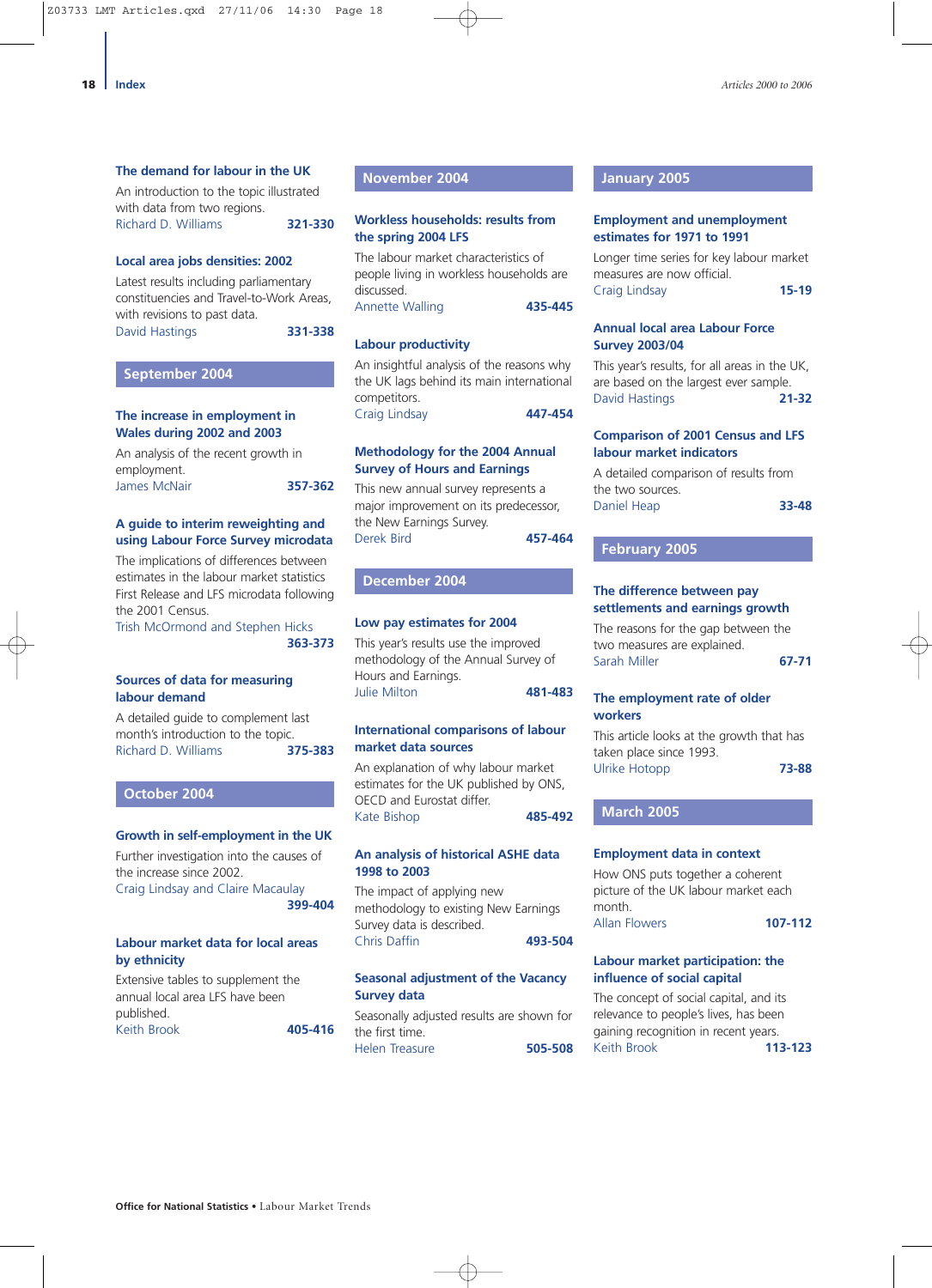### The demand for labour in the UK

An introduction to the topic illustrated with data from two regions.
Richard D. Williams **321-330**

### Local area jobs densities: 2002

Latest results including parliamentary constituencies and Travel-to-Work Areas, with revisions to past data.
David Hastings **331-338**

## September 2004

### The increase in employment in Wales during 2002 and 2003

An analysis of the recent growth in employment.
James McNair **357-362**

### A guide to interim reweighting and using Labour Force Survey microdata

The implications of differences between estimates in the labour market statistics First Release and LFS microdata following the 2001 Census.
Trish McOrmond and Stephen Hicks **363-373**

### Sources of data for measuring labour demand

A detailed guide to complement last month's introduction to the topic.
Richard D. Williams **375-383**

## October 2004

### Growth in self-employment in the UK

Further investigation into the causes of the increase since 2002.
Craig Lindsay and Claire Macaulay **399-404**

### Labour market data for local areas by ethnicity

Extensive tables to supplement the annual local area LFS have been published.
Keith Brook **405-416**

## November 2004

### Workless households: results from the spring 2004 LFS

The labour market characteristics of people living in workless households are discussed.
Annette Walling **435-445**

### Labour productivity

An insightful analysis of the reasons why the UK lags behind its main international competitors.
Craig Lindsay **447-454**

### Methodology for the 2004 Annual Survey of Hours and Earnings

This new annual survey represents a major improvement on its predecessor, the New Earnings Survey.
Derek Bird **457-464**

## December 2004

### Low pay estimates for 2004

This year's results use the improved methodology of the Annual Survey of Hours and Earnings.
Julie Milton **481-483**

### International comparisons of labour market data sources

An explanation of why labour market estimates for the UK published by ONS, OECD and Eurostat differ.
Kate Bishop **485-492**

### An analysis of historical ASHE data 1998 to 2003

The impact of applying new methodology to existing New Earnings Survey data is described.
Chris Daffin **493-504**

### Seasonal adjustment of the Vacancy Survey data

Seasonally adjusted results are shown for the first time.
Helen Treasure **505-508**

## January 2005

### Employment and unemployment estimates for 1971 to 1991

Longer time series for key labour market measures are now official.
Craig Lindsay **15-19**

### Annual local area Labour Force Survey 2003/04

This year's results, for all areas in the UK, are based on the largest ever sample.
David Hastings **21-32**

### Comparison of 2001 Census and LFS labour market indicators

A detailed comparison of results from the two sources.
Daniel Heap **33-48**

## February 2005

### The difference between pay settlements and earnings growth

The reasons for the gap between the two measures are explained.
Sarah Miller **67-71**

### The employment rate of older workers

This article looks at the growth that has taken place since 1993.
Ulrike Hotopp **73-88**

## March 2005

### Employment data in context

How ONS puts together a coherent picture of the UK labour market each month.
Allan Flowers **107-112**

### Labour market participation: the influence of social capital

The concept of social capital, and its relevance to people's lives, has been gaining recognition in recent years.
Keith Brook **113-123**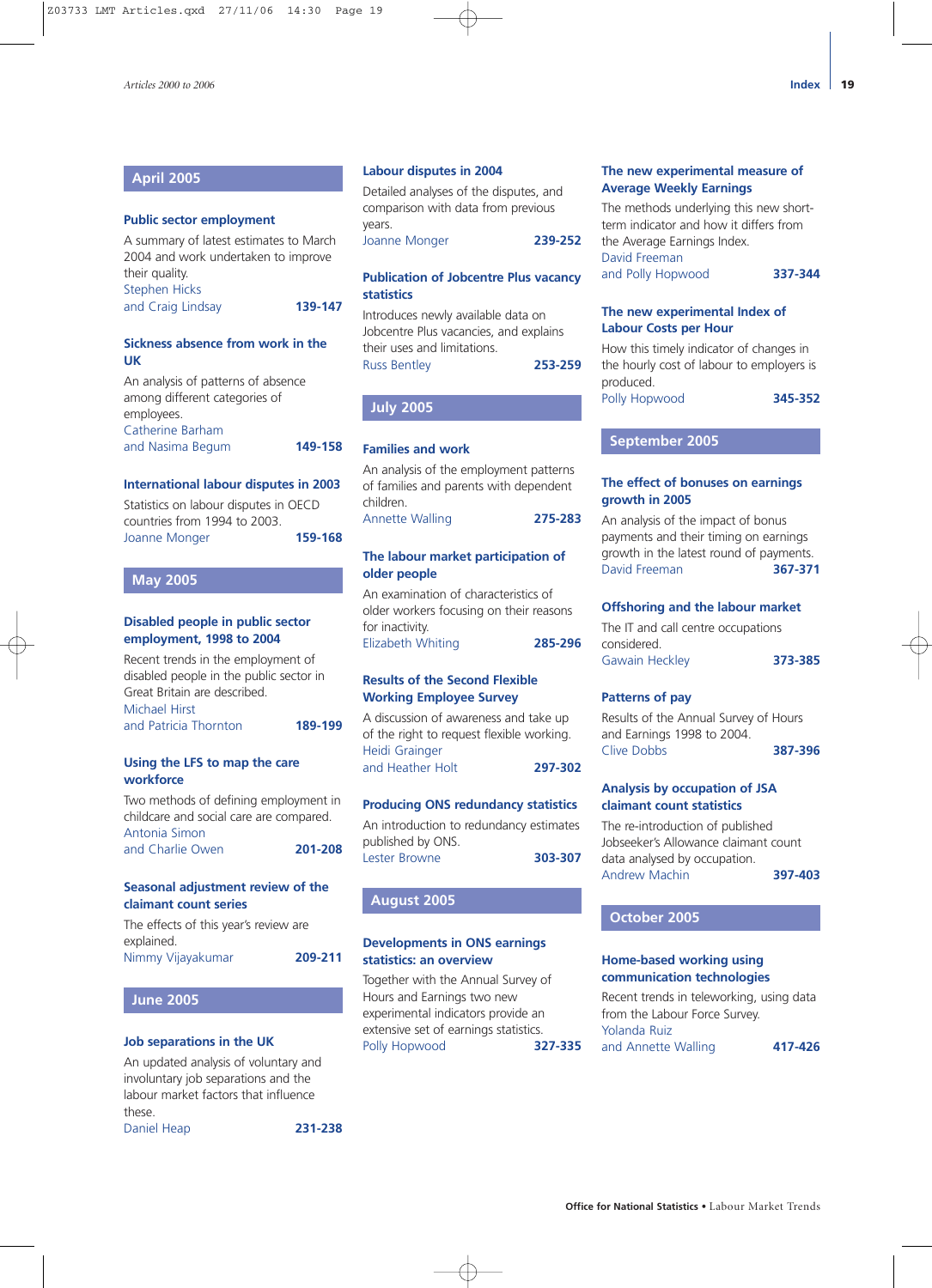## April 2005

### Public sector employment

A summary of latest estimates to March 2004 and work undertaken to improve their quality.
Stephen Hicks
and Craig Lindsay **139-147**

### Sickness absence from work in the UK

An analysis of patterns of absence among different categories of employees.
Catherine Barham
and Nasima Begum **149-158**

### International labour disputes in 2003

Statistics on labour disputes in OECD countries from 1994 to 2003.
Joanne Monger **159-168**

## May 2005

### Disabled people in public sector employment, 1998 to 2004

Recent trends in the employment of disabled people in the public sector in Great Britain are described.
Michael Hirst
and Patricia Thornton **189-199**

### Using the LFS to map the care workforce

Two methods of defining employment in childcare and social care are compared.
Antonia Simon
and Charlie Owen **201-208**

### Seasonal adjustment review of the claimant count series

The effects of this year's review are explained.
Nimmy Vijayakumar **209-211**

## June 2005

### Job separations in the UK

An updated analysis of voluntary and involuntary job separations and the labour market factors that influence these.
Daniel Heap **231-238**

### Labour disputes in 2004

Detailed analyses of the disputes, and comparison with data from previous years.
Joanne Monger **239-252**

### Publication of Jobcentre Plus vacancy statistics

Introduces newly available data on Jobcentre Plus vacancies, and explains their uses and limitations.
Russ Bentley **253-259**

## July 2005

### Families and work

An analysis of the employment patterns of families and parents with dependent children.
Annette Walling **275-283**

### The labour market participation of older people

An examination of characteristics of older workers focusing on their reasons for inactivity.
Elizabeth Whiting **285-296**

### Results of the Second Flexible Working Employee Survey

A discussion of awareness and take up of the right to request flexible working.
Heidi Grainger
and Heather Holt **297-302**

### Producing ONS redundancy statistics

An introduction to redundancy estimates published by ONS.
Lester Browne **303-307**

## August 2005

### Developments in ONS earnings statistics: an overview

Together with the Annual Survey of Hours and Earnings two new experimental indicators provide an extensive set of earnings statistics.
Polly Hopwood **327-335**

### The new experimental measure of Average Weekly Earnings

The methods underlying this new short-term indicator and how it differs from the Average Earnings Index.
David Freeman
and Polly Hopwood **337-344**

### The new experimental Index of Labour Costs per Hour

How this timely indicator of changes in the hourly cost of labour to employers is produced.
Polly Hopwood **345-352**

## September 2005

### The effect of bonuses on earnings growth in 2005

An analysis of the impact of bonus payments and their timing on earnings growth in the latest round of payments.
David Freeman **367-371**

### Offshoring and the labour market

The IT and call centre occupations considered.
Gawain Heckley **373-385**

### Patterns of pay

Results of the Annual Survey of Hours and Earnings 1998 to 2004.
Clive Dobbs **387-396**

### Analysis by occupation of JSA claimant count statistics

The re-introduction of published Jobseeker's Allowance claimant count data analysed by occupation.
Andrew Machin **397-403**

## October 2005

### Home-based working using communication technologies

Recent trends in teleworking, using data from the Labour Force Survey.
Yolanda Ruiz
and Annette Walling **417-426**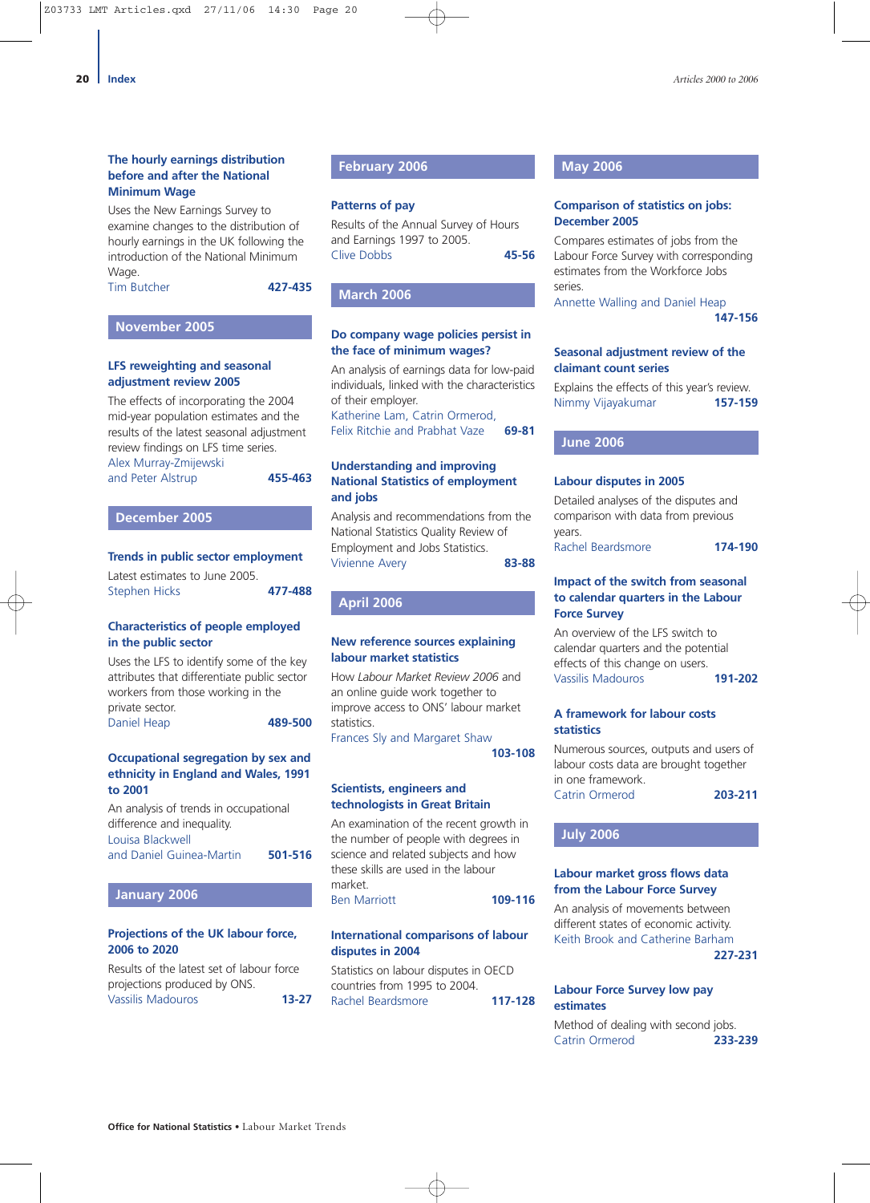### The hourly earnings distribution before and after the National Minimum Wage

Uses the New Earnings Survey to examine changes to the distribution of hourly earnings in the UK following the introduction of the National Minimum Wage.
Tim Butcher **427-435**

## November 2005

### LFS reweighting and seasonal adjustment review 2005

The effects of incorporating the 2004 mid-year population estimates and the results of the latest seasonal adjustment review findings on LFS time series.
Alex Murray-Zmijewski and Peter Alstrup **455-463**

## December 2005

### Trends in public sector employment

Latest estimates to June 2005.
Stephen Hicks **477-488**

### Characteristics of people employed in the public sector

Uses the LFS to identify some of the key attributes that differentiate public sector workers from those working in the private sector.
Daniel Heap **489-500**

### Occupational segregation by sex and ethnicity in England and Wales, 1991 to 2001

An analysis of trends in occupational difference and inequality.
Louisa Blackwell and Daniel Guinea-Martin **501-516**

## January 2006

### Projections of the UK labour force, 2006 to 2020

Results of the latest set of labour force projections produced by ONS.
Vassilis Madouros **13-27**

## February 2006

### Patterns of pay

Results of the Annual Survey of Hours and Earnings 1997 to 2005.
Clive Dobbs **45-56**

## March 2006

### Do company wage policies persist in the face of minimum wages?

An analysis of earnings data for low-paid individuals, linked with the characteristics of their employer.
Katherine Lam, Catrin Ormerod, Felix Ritchie and Prabhat Vaze **69-81**

### Understanding and improving National Statistics of employment and jobs

Analysis and recommendations from the National Statistics Quality Review of Employment and Jobs Statistics.
Vivienne Avery **83-88**

## April 2006

### New reference sources explaining labour market statistics

How *Labour Market Review 2006* and an online guide work together to improve access to ONS' labour market statistics.
Frances Sly and Margaret Shaw **103-108**

### Scientists, engineers and technologists in Great Britain

An examination of the recent growth in the number of people with degrees in science and related subjects and how these skills are used in the labour market.
Ben Marriott **109-116**

### International comparisons of labour disputes in 2004

Statistics on labour disputes in OECD countries from 1995 to 2004.
Rachel Beardsmore **117-128**

## May 2006

### Comparison of statistics on jobs: December 2005

Compares estimates of jobs from the Labour Force Survey with corresponding estimates from the Workforce Jobs series.
Annette Walling and Daniel Heap **147-156**

### Seasonal adjustment review of the claimant count series

Explains the effects of this year's review.
Nimmy Vijayakumar **157-159**

## June 2006

### Labour disputes in 2005

Detailed analyses of the disputes and comparison with data from previous years.
Rachel Beardsmore **174-190**

### Impact of the switch from seasonal to calendar quarters in the Labour Force Survey

An overview of the LFS switch to calendar quarters and the potential effects of this change on users.
Vassilis Madouros **191-202**

### A framework for labour costs statistics

Numerous sources, outputs and users of labour costs data are brought together in one framework.
Catrin Ormerod **203-211**

## July 2006

### Labour market gross flows data from the Labour Force Survey

An analysis of movements between different states of economic activity.
Keith Brook and Catherine Barham **227-231**

### Labour Force Survey low pay estimates

Method of dealing with second jobs.
Catrin Ormerod **233-239**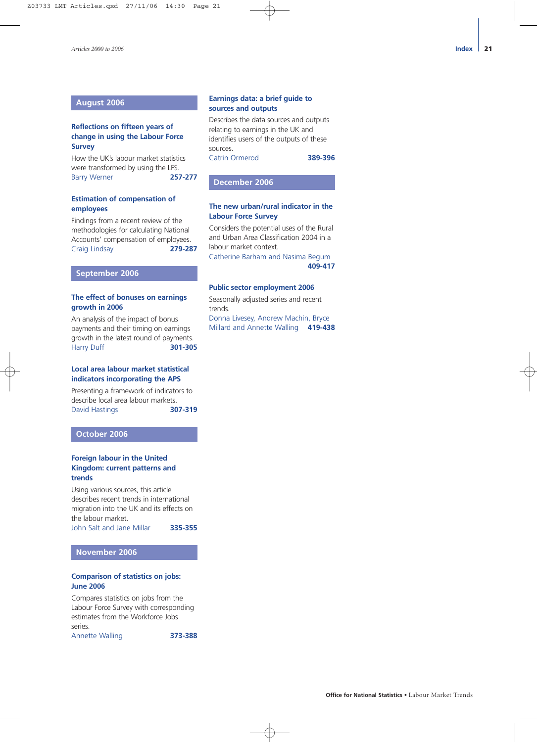## August 2006

### Reflections on fifteen years of change in using the Labour Force Survey

How the UK's labour market statistics were transformed by using the LFS.

Barry Werner **257-277**

### Estimation of compensation of employees

Findings from a recent review of the methodologies for calculating National Accounts' compensation of employees.

Craig Lindsay **279-287**

## September 2006

### The effect of bonuses on earnings growth in 2006

An analysis of the impact of bonus payments and their timing on earnings growth in the latest round of payments.

Harry Duff **301-305**

### Local area labour market statistical indicators incorporating the APS

Presenting a framework of indicators to describe local area labour markets.

David Hastings **307-319**

## October 2006

### Foreign labour in the United Kingdom: current patterns and trends

Using various sources, this article describes recent trends in international migration into the UK and its effects on the labour market.

John Salt and Jane Millar **335-355**

## November 2006

### Comparison of statistics on jobs: June 2006

Compares statistics on jobs from the Labour Force Survey with corresponding estimates from the Workforce Jobs series.

Annette Walling **373-388**

### Earnings data: a brief guide to sources and outputs

Describes the data sources and outputs relating to earnings in the UK and identifies users of the outputs of these sources.

Catrin Ormerod **389-396**

## December 2006

### The new urban/rural indicator in the Labour Force Survey

Considers the potential uses of the Rural and Urban Area Classification 2004 in a labour market context.

Catherine Barham and Nasima Begum **409-417**

### Public sector employment 2006

Seasonally adjusted series and recent trends.

Donna Livesey, Andrew Machin, Bryce Millard and Annette Walling **419-438**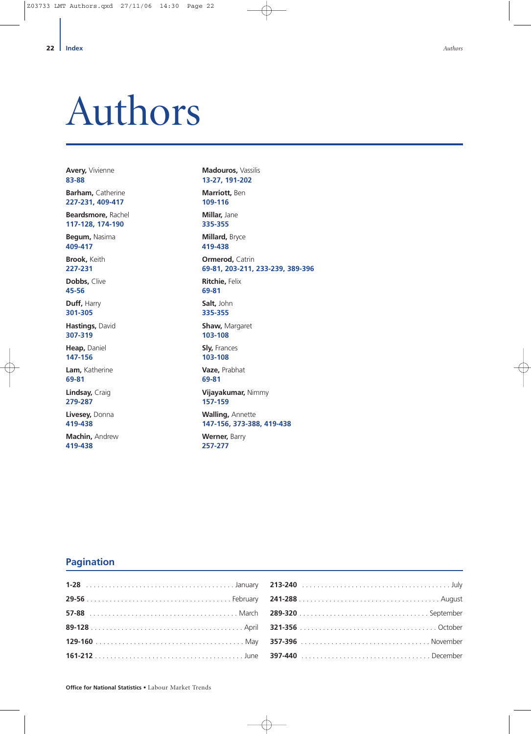# Authors

**Avery,** Vivienne
**83-88**

**Barham,** Catherine
**227-231, 409-417**

**Beardsmore,** Rachel
**117-128, 174-190**

**Begum,** Nasima
**409-417**

**Brook,** Keith
**227-231**

**Dobbs,** Clive
**45-56**

**Duff,** Harry
**301-305**

**Hastings,** David
**307-319**

**Heap,** Daniel
**147-156**

**Lam,** Katherine
**69-81**

**Lindsay,** Craig
**279-287**

**Livesey,** Donna
**419-438**

**Machin,** Andrew
**419-438**

**Madouros,** Vassilis
**13-27, 191-202**

**Marriott,** Ben
**109-116**

**Millar,** Jane
**335-355**

**Millard,** Bryce
**419-438**

**Ormerod,** Catrin
**69-81, 203-211, 233-239, 389-396**

**Ritchie,** Felix
**69-81**

**Salt,** John
**335-355**

**Shaw,** Margaret
**103-108**

**Sly,** Frances
**103-108**

**Vaze,** Prabhat
**69-81**

**Vijayakumar,** Nimmy
**157-159**

**Walling,** Annette
**147-156, 373-388, 419-438**

**Werner,** Barry
**257-277**

## Pagination

**1-28** ........ January
**29-56** ........ February
**57-88** ........ March
**89-128** ........ April
**129-160** ........ May
**161-212** ........ June
**213-240** ........ July
**241-288** ........ August
**289-320** ........ September
**321-356** ........ October
**357-396** ........ November
**397-440** ........ December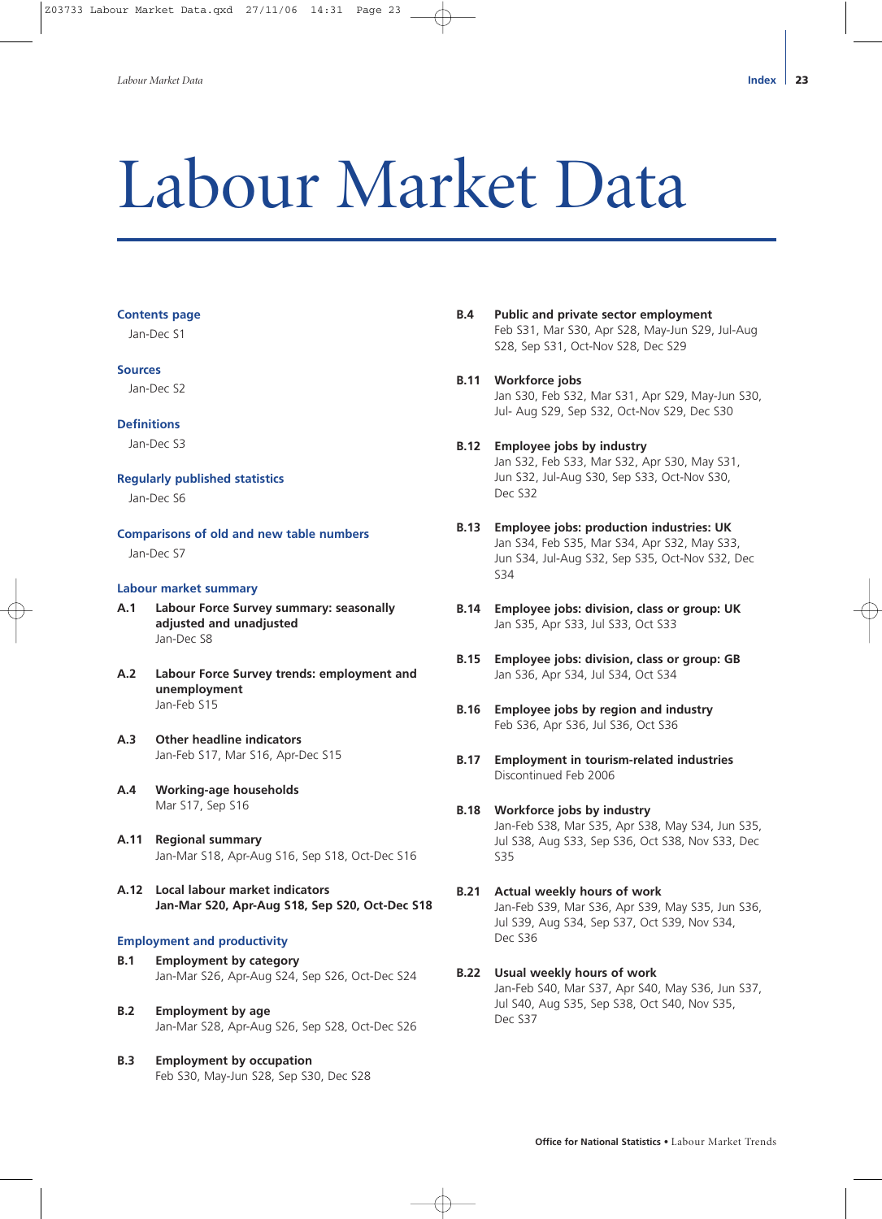# Labour Market Data

### Contents page

Jan-Dec S1

### Sources

Jan-Dec S2

### Definitions

Jan-Dec S3

### Regularly published statistics

Jan-Dec S6

### Comparisons of old and new table numbers

Jan-Dec S7

### Labour market summary

**A.1 Labour Force Survey summary: seasonally adjusted and unadjusted**
Jan-Dec S8

**A.2 Labour Force Survey trends: employment and unemployment**
Jan-Feb S15

**A.3 Other headline indicators**
Jan-Feb S17, Mar S16, Apr-Dec S15

**A.4 Working-age households**
Mar S17, Sep S16

**A.11 Regional summary**
Jan-Mar S18, Apr-Aug S16, Sep S18, Oct-Dec S16

**A.12 Local labour market indicators**
**Jan-Mar S20, Apr-Aug S18, Sep S20, Oct-Dec S18**

### Employment and productivity

**B.1 Employment by category**
Jan-Mar S26, Apr-Aug S24, Sep S26, Oct-Dec S24

**B.2 Employment by age**
Jan-Mar S28, Apr-Aug S26, Sep S28, Oct-Dec S26

**B.3 Employment by occupation**
Feb S30, May-Jun S28, Sep S30, Dec S28

**B.4 Public and private sector employment**
Feb S31, Mar S30, Apr S28, May-Jun S29, Jul-Aug S28, Sep S31, Oct-Nov S28, Dec S29

**B.11 Workforce jobs**
Jan S30, Feb S32, Mar S31, Apr S29, May-Jun S30, Jul- Aug S29, Sep S32, Oct-Nov S29, Dec S30

**B.12 Employee jobs by industry**
Jan S32, Feb S33, Mar S32, Apr S30, May S31, Jun S32, Jul-Aug S30, Sep S33, Oct-Nov S30, Dec S32

**B.13 Employee jobs: production industries: UK**
Jan S34, Feb S35, Mar S34, Apr S32, May S33, Jun S34, Jul-Aug S32, Sep S35, Oct-Nov S32, Dec S34

**B.14 Employee jobs: division, class or group: UK**
Jan S35, Apr S33, Jul S33, Oct S33

**B.15 Employee jobs: division, class or group: GB**
Jan S36, Apr S34, Jul S34, Oct S34

**B.16 Employee jobs by region and industry**
Feb S36, Apr S36, Jul S36, Oct S36

**B.17 Employment in tourism-related industries**
Discontinued Feb 2006

**B.18 Workforce jobs by industry**
Jan-Feb S38, Mar S35, Apr S38, May S34, Jun S35, Jul S38, Aug S33, Sep S36, Oct S38, Nov S33, Dec S35

**B.21 Actual weekly hours of work**
Jan-Feb S39, Mar S36, Apr S39, May S35, Jun S36, Jul S39, Aug S34, Sep S37, Oct S39, Nov S34, Dec S36

**B.22 Usual weekly hours of work**
Jan-Feb S40, Mar S37, Apr S40, May S36, Jun S37, Jul S40, Aug S35, Sep S38, Oct S40, Nov S35, Dec S37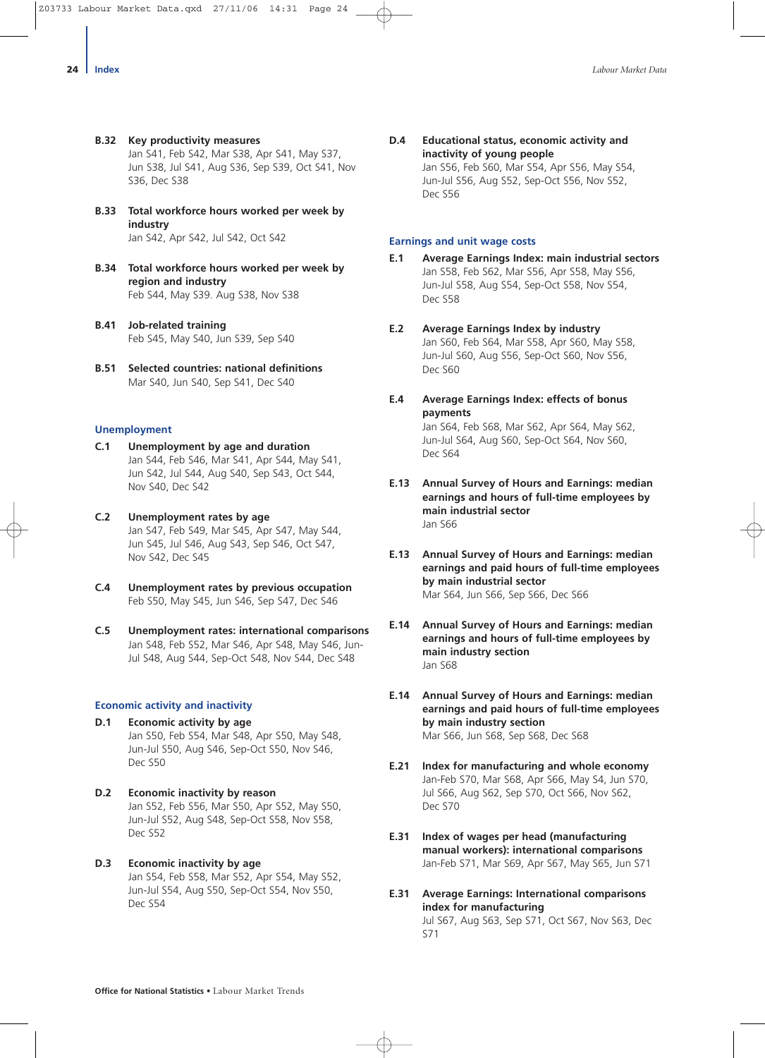**B.32 Key productivity measures**
Jan S41, Feb S42, Mar S38, Apr S41, May S37, Jun S38, Jul S41, Aug S36, Sep S39, Oct S41, Nov S36, Dec S38

**B.33 Total workforce hours worked per week by industry**
Jan S42, Apr S42, Jul S42, Oct S42

**B.34 Total workforce hours worked per week by region and industry**
Feb S44, May S39. Aug S38, Nov S38

**B.41 Job-related training**
Feb S45, May S40, Jun S39, Sep S40

**B.51 Selected countries: national definitions**
Mar S40, Jun S40, Sep S41, Dec S40

## Unemployment

**C.1 Unemployment by age and duration**
Jan S44, Feb S46, Mar S41, Apr S44, May S41, Jun S42, Jul S44, Aug S40, Sep S43, Oct S44, Nov S40, Dec S42

**C.2 Unemployment rates by age**
Jan S47, Feb S49, Mar S45, Apr S47, May S44, Jun S45, Jul S46, Aug S43, Sep S46, Oct S47, Nov S42, Dec S45

**C.4 Unemployment rates by previous occupation**
Feb S50, May S45, Jun S46, Sep S47, Dec S46

**C.5 Unemployment rates: international comparisons**
Jan S48, Feb S52, Mar S46, Apr S48, May S46, Jun-Jul S48, Aug S44, Sep-Oct S48, Nov S44, Dec S48

## Economic activity and inactivity

**D.1 Economic activity by age**
Jan S50, Feb S54, Mar S48, Apr S50, May S48, Jun-Jul S50, Aug S46, Sep-Oct S50, Nov S46, Dec S50

**D.2 Economic inactivity by reason**
Jan S52, Feb S56, Mar S50, Apr S52, May S50, Jun-Jul S52, Aug S48, Sep-Oct S58, Nov S58, Dec S52

**D.3 Economic inactivity by age**
Jan S54, Feb S58, Mar S52, Apr S54, May S52, Jun-Jul S54, Aug S50, Sep-Oct S54, Nov S50, Dec S54

**D.4 Educational status, economic activity and inactivity of young people**
Jan S56, Feb S60, Mar S54, Apr S56, May S54, Jun-Jul S56, Aug S52, Sep-Oct S56, Nov S52, Dec S56

## Earnings and unit wage costs

**E.1 Average Earnings Index: main industrial sectors**
Jan S58, Feb S62, Mar S56, Apr S58, May S56, Jun-Jul S58, Aug S54, Sep-Oct S58, Nov S54, Dec S58

**E.2 Average Earnings Index by industry**
Jan S60, Feb S64, Mar S58, Apr S60, May S58, Jun-Jul S60, Aug S56, Sep-Oct S60, Nov S56, Dec S60

**E.4 Average Earnings Index: effects of bonus payments**
Jan S64, Feb S68, Mar S62, Apr S64, May S62, Jun-Jul S64, Aug S60, Sep-Oct S64, Nov S60, Dec S64

**E.13 Annual Survey of Hours and Earnings: median earnings and hours of full-time employees by main industrial sector**
Jan S66

**E.13 Annual Survey of Hours and Earnings: median earnings and paid hours of full-time employees by main industrial sector**
Mar S64, Jun S66, Sep S66, Dec S66

**E.14 Annual Survey of Hours and Earnings: median earnings and hours of full-time employees by main industry section**
Jan S68

**E.14 Annual Survey of Hours and Earnings: median earnings and paid hours of full-time employees by main industry section**
Mar S66, Jun S68, Sep S68, Dec S68

**E.21 Index for manufacturing and whole economy**
Jan-Feb S70, Mar S68, Apr S66, May S4, Jun S70, Jul S66, Aug S62, Sep S70, Oct S66, Nov S62, Dec S70

**E.31 Index of wages per head (manufacturing manual workers): international comparisons**
Jan-Feb S71, Mar S69, Apr S67, May S65, Jun S71

**E.31 Average Earnings: International comparisons index for manufacturing**
Jul S67, Aug S63, Sep S71, Oct S67, Nov S63, Dec S71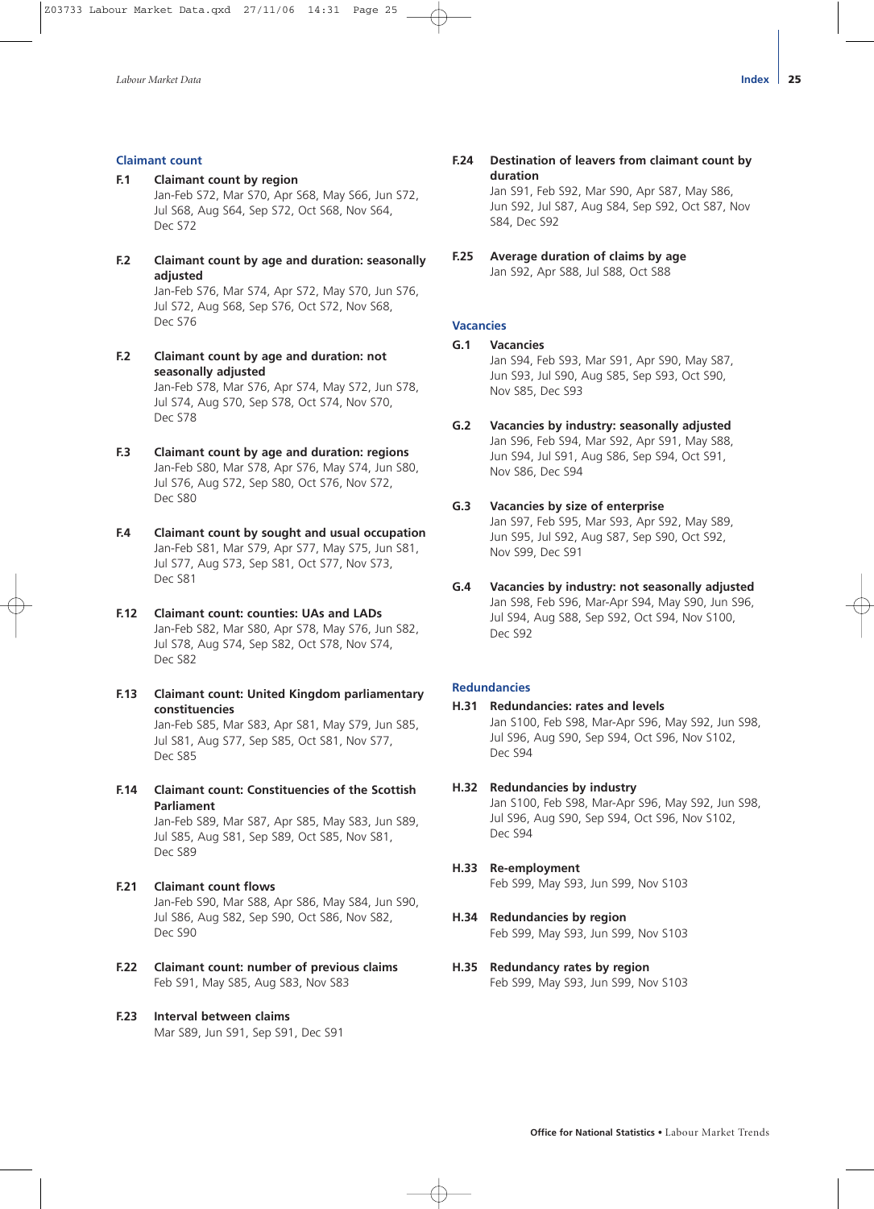## Claimant count

**F.1 Claimant count by region**
Jan-Feb S72, Mar S70, Apr S68, May S66, Jun S72, Jul S68, Aug S64, Sep S72, Oct S68, Nov S64, Dec S72

**F.2 Claimant count by age and duration: seasonally adjusted**
Jan-Feb S76, Mar S74, Apr S72, May S70, Jun S76, Jul S72, Aug S68, Sep S76, Oct S72, Nov S68, Dec S76

**F.2 Claimant count by age and duration: not seasonally adjusted**
Jan-Feb S78, Mar S76, Apr S74, May S72, Jun S78, Jul S74, Aug S70, Sep S78, Oct S74, Nov S70, Dec S78

**F.3 Claimant count by age and duration: regions**
Jan-Feb S80, Mar S78, Apr S76, May S74, Jun S80, Jul S76, Aug S72, Sep S80, Oct S76, Nov S72, Dec S80

**F.4 Claimant count by sought and usual occupation**
Jan-Feb S81, Mar S79, Apr S77, May S75, Jun S81, Jul S77, Aug S73, Sep S81, Oct S77, Nov S73, Dec S81

**F.12 Claimant count: counties: UAs and LADs**
Jan-Feb S82, Mar S80, Apr S78, May S76, Jun S82, Jul S78, Aug S74, Sep S82, Oct S78, Nov S74, Dec S82

**F.13 Claimant count: United Kingdom parliamentary constituencies**
Jan-Feb S85, Mar S83, Apr S81, May S79, Jun S85, Jul S81, Aug S77, Sep S85, Oct S81, Nov S77, Dec S85

**F.14 Claimant count: Constituencies of the Scottish Parliament**
Jan-Feb S89, Mar S87, Apr S85, May S83, Jun S89, Jul S85, Aug S81, Sep S89, Oct S85, Nov S81, Dec S89

**F.21 Claimant count flows**
Jan-Feb S90, Mar S88, Apr S86, May S84, Jun S90, Jul S86, Aug S82, Sep S90, Oct S86, Nov S82, Dec S90

**F.22 Claimant count: number of previous claims**
Feb S91, May S85, Aug S83, Nov S83

**F.23 Interval between claims**
Mar S89, Jun S91, Sep S91, Dec S91

**F.24 Destination of leavers from claimant count by duration**
Jan S91, Feb S92, Mar S90, Apr S87, May S86, Jun S92, Jul S87, Aug S84, Sep S92, Oct S87, Nov S84, Dec S92

**F.25 Average duration of claims by age**
Jan S92, Apr S88, Jul S88, Oct S88

## Vacancies

**G.1 Vacancies**
Jan S94, Feb S93, Mar S91, Apr S90, May S87, Jun S93, Jul S90, Aug S85, Sep S93, Oct S90, Nov S85, Dec S93

**G.2 Vacancies by industry: seasonally adjusted**
Jan S96, Feb S94, Mar S92, Apr S91, May S88, Jun S94, Jul S91, Aug S86, Sep S94, Oct S91, Nov S86, Dec S94

**G.3 Vacancies by size of enterprise**
Jan S97, Feb S95, Mar S93, Apr S92, May S89, Jun S95, Jul S92, Aug S87, Sep S90, Oct S92, Nov S99, Dec S91

**G.4 Vacancies by industry: not seasonally adjusted**
Jan S98, Feb S96, Mar-Apr S94, May S90, Jun S96, Jul S94, Aug S88, Sep S92, Oct S94, Nov S100, Dec S92

## Redundancies

**H.31 Redundancies: rates and levels**
Jan S100, Feb S98, Mar-Apr S96, May S92, Jun S98, Jul S96, Aug S90, Sep S94, Oct S96, Nov S102, Dec S94

**H.32 Redundancies by industry**
Jan S100, Feb S98, Mar-Apr S96, May S92, Jun S98, Jul S96, Aug S90, Sep S94, Oct S96, Nov S102, Dec S94

**H.33 Re-employment**
Feb S99, May S93, Jun S99, Nov S103

**H.34 Redundancies by region**
Feb S99, May S93, Jun S99, Nov S103

**H.35 Redundancy rates by region**
Feb S99, May S93, Jun S99, Nov S103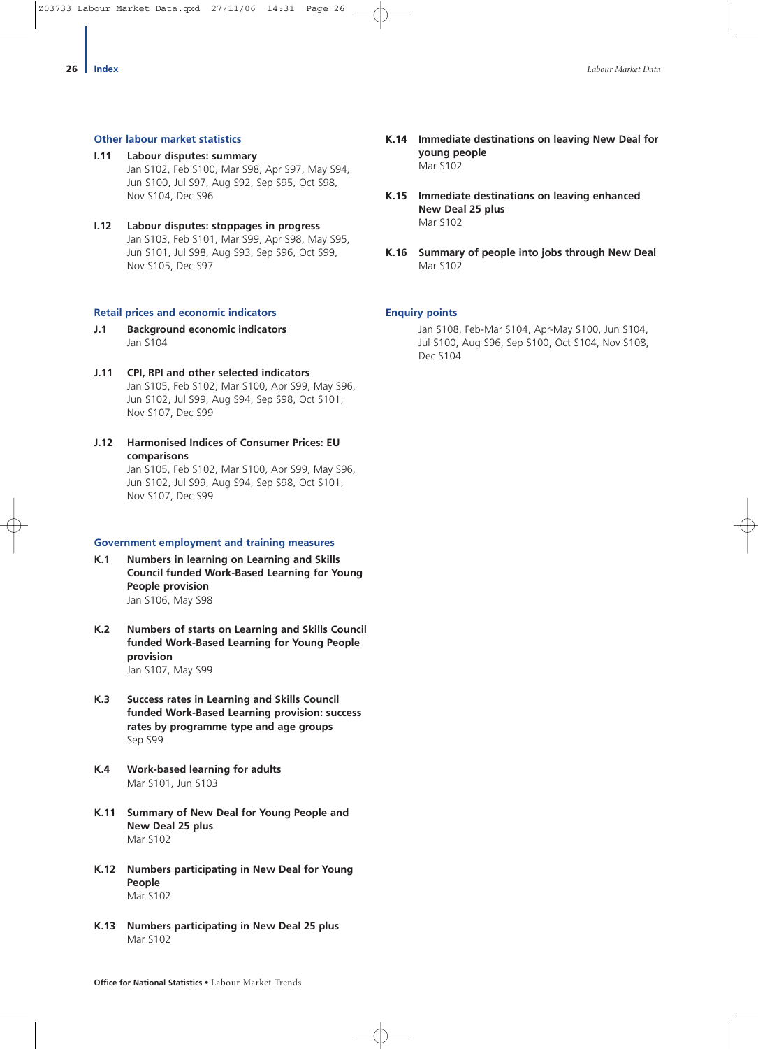## Other labour market statistics

**I.11 Labour disputes: summary**
Jan S102, Feb S100, Mar S98, Apr S97, May S94, Jun S100, Jul S97, Aug S92, Sep S95, Oct S98, Nov S104, Dec S96

**I.12 Labour disputes: stoppages in progress**
Jan S103, Feb S101, Mar S99, Apr S98, May S95, Jun S101, Jul S98, Aug S93, Sep S96, Oct S99, Nov S105, Dec S97

## Retail prices and economic indicators

**J.1 Background economic indicators**
Jan S104

**J.11 CPI, RPI and other selected indicators**
Jan S105, Feb S102, Mar S100, Apr S99, May S96, Jun S102, Jul S99, Aug S94, Sep S98, Oct S101, Nov S107, Dec S99

**J.12 Harmonised Indices of Consumer Prices: EU comparisons**
Jan S105, Feb S102, Mar S100, Apr S99, May S96, Jun S102, Jul S99, Aug S94, Sep S98, Oct S101, Nov S107, Dec S99

## Government employment and training measures

**K.1 Numbers in learning on Learning and Skills Council funded Work-Based Learning for Young People provision**
Jan S106, May S98

**K.2 Numbers of starts on Learning and Skills Council funded Work-Based Learning for Young People provision**
Jan S107, May S99

**K.3 Success rates in Learning and Skills Council funded Work-Based Learning provision: success rates by programme type and age groups**
Sep S99

**K.4 Work-based learning for adults**
Mar S101, Jun S103

**K.11 Summary of New Deal for Young People and New Deal 25 plus**
Mar S102

**K.12 Numbers participating in New Deal for Young People**
Mar S102

**K.13 Numbers participating in New Deal 25 plus**
Mar S102

**K.14 Immediate destinations on leaving New Deal for young people**
Mar S102

**K.15 Immediate destinations on leaving enhanced New Deal 25 plus**
Mar S102

**K.16 Summary of people into jobs through New Deal**
Mar S102

## Enquiry points

Jan S108, Feb-Mar S104, Apr-May S100, Jun S104, Jul S100, Aug S96, Sep S100, Oct S104, Nov S108, Dec S104